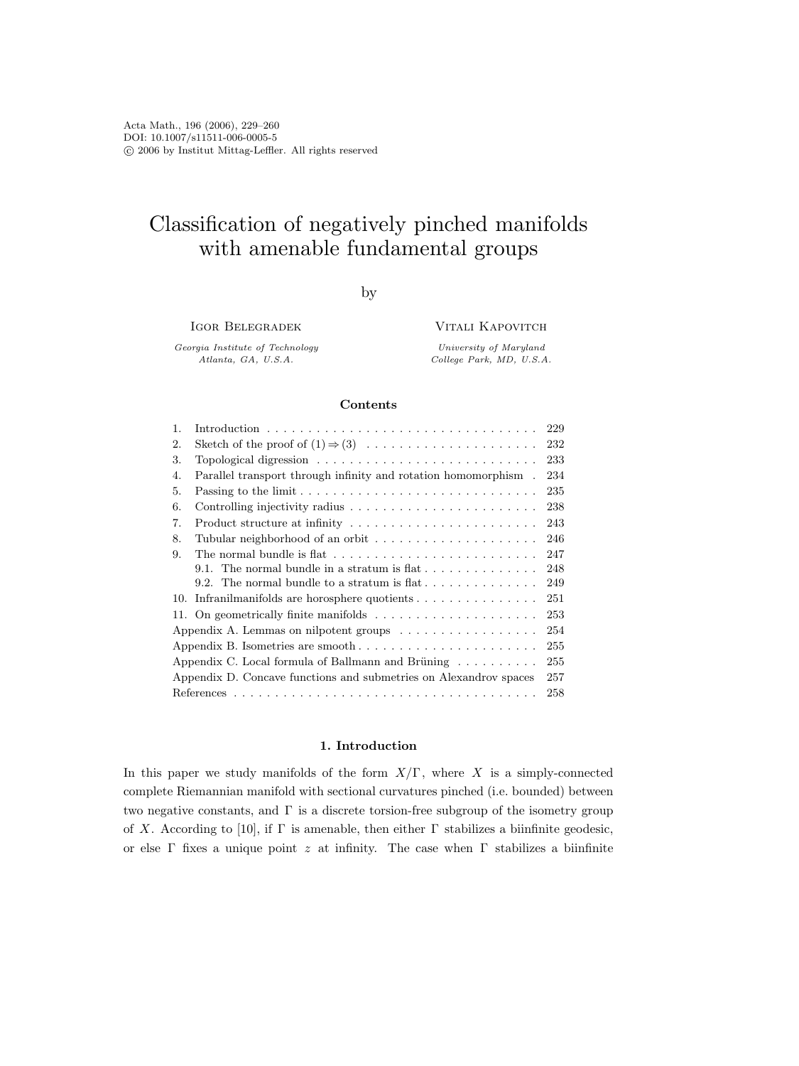Acta Math., 196 (2006), 229–260
DOI: 10.1007/s11511-006-0005-5
© 2006 by Institut Mittag-Leffler. All rights reserved

# Classification of negatively pinched manifolds with amenable fundamental groups

by

Igor Belegradek
*Georgia Institute of Technology*
*Atlanta, GA, U.S.A.*

Vitali Kapovitch
*University of Maryland*
*College Park, MD, U.S.A.*

## Contents

1. Introduction . . . 229
2. Sketch of the proof of (1) ⇒ (3) . . . 232
3. Topological digression . . . 233
4. Parallel transport through infinity and rotation homomorphism . 234
5. Passing to the limit . . . 235
6. Controlling injectivity radius . . . 238
7. Product structure at infinity . . . 243
8. Tubular neighborhood of an orbit . . . 246
9. The normal bundle is flat . . . 247
   - 9.1. The normal bundle in a stratum is flat . . . 248
   - 9.2. The normal bundle to a stratum is flat . . . 249
10. Infranilmanifolds are horosphere quotients . . . 251
11. On geometrically finite manifolds . . . 253

Appendix A. Lemmas on nilpotent groups . . . 254
Appendix B. Isometries are smooth . . . 255
Appendix C. Local formula of Ballmann and Brüning . . . 255
Appendix D. Concave functions and submetries on Alexandrov spaces 257
References . . . 258

## 1. Introduction

In this paper we study manifolds of the form $X/\Gamma$, where $X$ is a simply-connected complete Riemannian manifold with sectional curvatures pinched (i.e. bounded) between two negative constants, and $\Gamma$ is a discrete torsion-free subgroup of the isometry group of $X$. According to [10], if $\Gamma$ is amenable, then either $\Gamma$ stabilizes a biinfinite geodesic, or else $\Gamma$ fixes a unique point $z$ at infinity. The case when $\Gamma$ stabilizes a biinfinite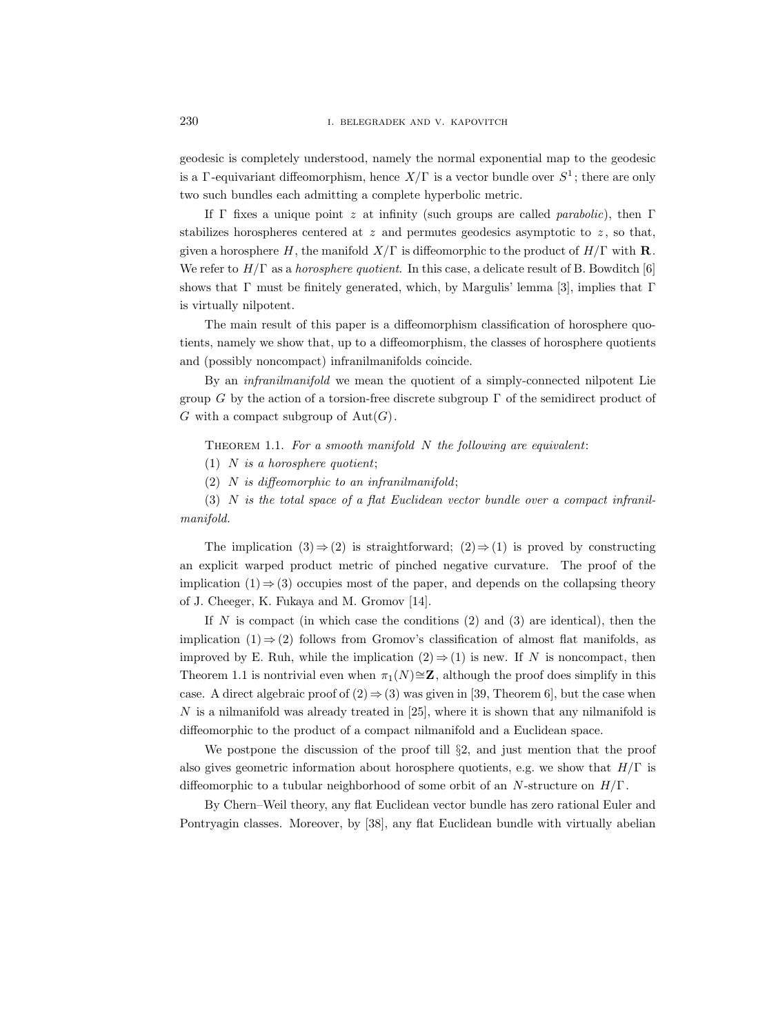geodesic is completely understood, namely the normal exponential map to the geodesic is a $\Gamma$-equivariant diffeomorphism, hence $X/\Gamma$ is a vector bundle over $S^1$; there are only two such bundles each admitting a complete hyperbolic metric.

If $\Gamma$ fixes a unique point $z$ at infinity (such groups are called *parabolic*), then $\Gamma$ stabilizes horospheres centered at $z$ and permutes geodesics asymptotic to $z$, so that, given a horosphere $H$, the manifold $X/\Gamma$ is diffeomorphic to the product of $H/\Gamma$ with $\mathbf{R}$. We refer to $H/\Gamma$ as a *horosphere quotient*. In this case, a delicate result of B. Bowditch [6] shows that $\Gamma$ must be finitely generated, which, by Margulis' lemma [3], implies that $\Gamma$ is virtually nilpotent.

The main result of this paper is a diffeomorphism classification of horosphere quotients, namely we show that, up to a diffeomorphism, the classes of horosphere quotients and (possibly noncompact) infranilmanifolds coincide.

By an *infranilmanifold* we mean the quotient of a simply-connected nilpotent Lie group $G$ by the action of a torsion-free discrete subgroup $\Gamma$ of the semidirect product of $G$ with a compact subgroup of $\mathrm{Aut}(G)$.

Theorem 1.1. *For a smooth manifold $N$ the following are equivalent*:

(1) *$N$ is a horosphere quotient*;

(2) *$N$ is diffeomorphic to an infranilmanifold*;

(3) *$N$ is the total space of a flat Euclidean vector bundle over a compact infranilmanifold.*

The implication $(3)\Rightarrow(2)$ is straightforward; $(2)\Rightarrow(1)$ is proved by constructing an explicit warped product metric of pinched negative curvature. The proof of the implication $(1)\Rightarrow(3)$ occupies most of the paper, and depends on the collapsing theory of J. Cheeger, K. Fukaya and M. Gromov [14].

If $N$ is compact (in which case the conditions (2) and (3) are identical), then the implication $(1)\Rightarrow(2)$ follows from Gromov's classification of almost flat manifolds, as improved by E. Ruh, while the implication $(2)\Rightarrow(1)$ is new. If $N$ is noncompact, then Theorem 1.1 is nontrivial even when $\pi_1(N)\cong\mathbf{Z}$, although the proof does simplify in this case. A direct algebraic proof of $(2)\Rightarrow(3)$ was given in [39, Theorem 6], but the case when $N$ is a nilmanifold was already treated in [25], where it is shown that any nilmanifold is diffeomorphic to the product of a compact nilmanifold and a Euclidean space.

We postpone the discussion of the proof till §2, and just mention that the proof also gives geometric information about horosphere quotients, e.g. we show that $H/\Gamma$ is diffeomorphic to a tubular neighborhood of some orbit of an $N$-structure on $H/\Gamma$.

By Chern–Weil theory, any flat Euclidean vector bundle has zero rational Euler and Pontryagin classes. Moreover, by [38], any flat Euclidean bundle with virtually abelian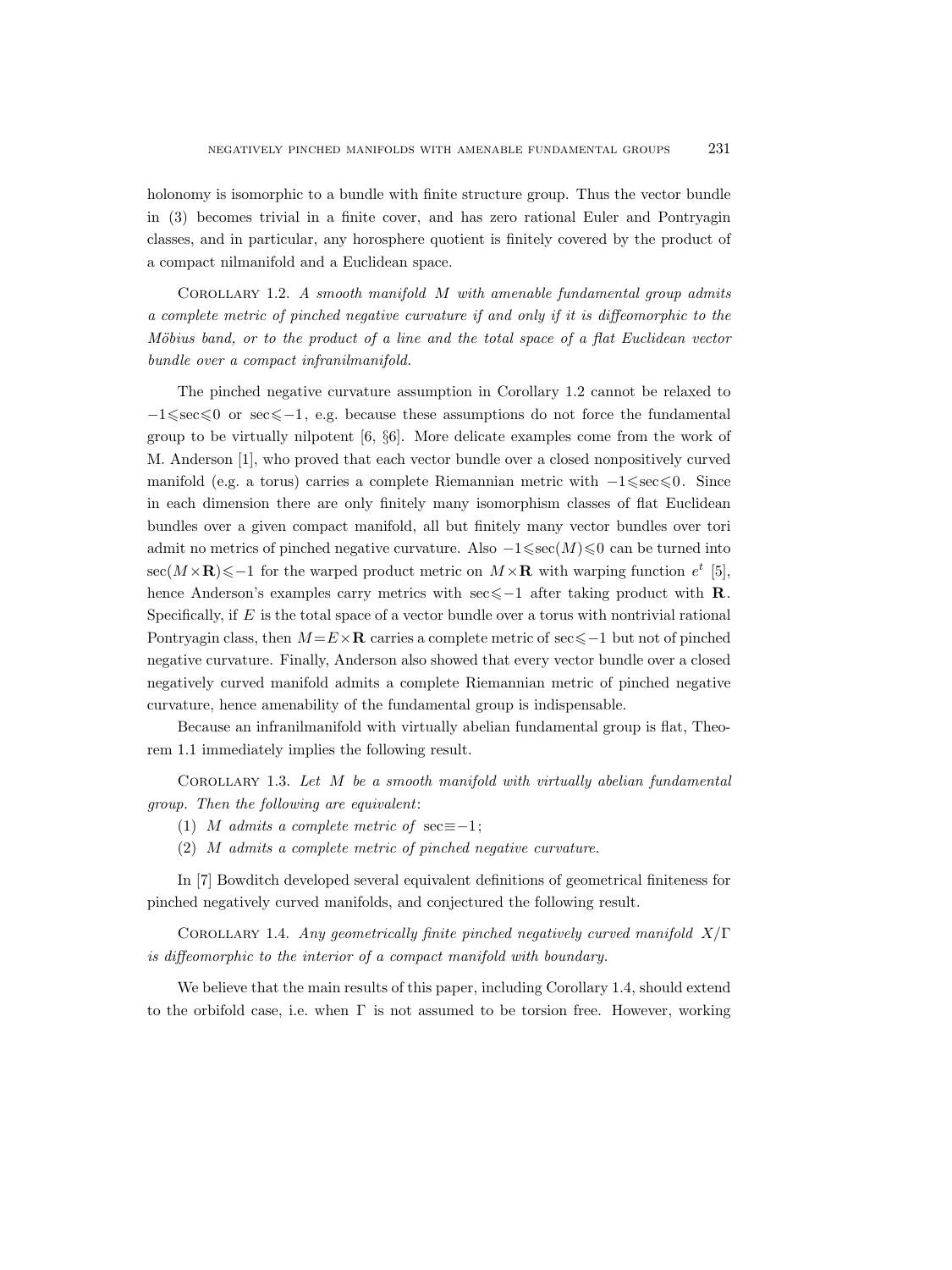holonomy is isomorphic to a bundle with finite structure group. Thus the vector bundle in (3) becomes trivial in a finite cover, and has zero rational Euler and Pontryagin classes, and in particular, any horosphere quotient is finitely covered by the product of a compact nilmanifold and a Euclidean space.

Corollary 1.2. *A smooth manifold $M$ with amenable fundamental group admits a complete metric of pinched negative curvature if and only if it is diffeomorphic to the Möbius band, or to the product of a line and the total space of a flat Euclidean vector bundle over a compact infranilmanifold.*

The pinched negative curvature assumption in Corollary 1.2 cannot be relaxed to $-1 \leqslant \sec \leqslant 0$ or $\sec \leqslant -1$, e.g. because these assumptions do not force the fundamental group to be virtually nilpotent [6, §6]. More delicate examples come from the work of M. Anderson [1], who proved that each vector bundle over a closed nonpositively curved manifold (e.g. a torus) carries a complete Riemannian metric with $-1 \leqslant \sec \leqslant 0$. Since in each dimension there are only finitely many isomorphism classes of flat Euclidean bundles over a given compact manifold, all but finitely many vector bundles over tori admit no metrics of pinched negative curvature. Also $-1 \leqslant \sec(M) \leqslant 0$ can be turned into $\sec(M \times \mathbf{R}) \leqslant -1$ for the warped product metric on $M \times \mathbf{R}$ with warping function $e^t$ [5], hence Anderson's examples carry metrics with $\sec \leqslant -1$ after taking product with $\mathbf{R}$. Specifically, if $E$ is the total space of a vector bundle over a torus with nontrivial rational Pontryagin class, then $M = E \times \mathbf{R}$ carries a complete metric of $\sec \leqslant -1$ but not of pinched negative curvature. Finally, Anderson also showed that every vector bundle over a closed negatively curved manifold admits a complete Riemannian metric of pinched negative curvature, hence amenability of the fundamental group is indispensable.

Because an infranilmanifold with virtually abelian fundamental group is flat, Theorem 1.1 immediately implies the following result.

Corollary 1.3. *Let $M$ be a smooth manifold with virtually abelian fundamental group. Then the following are equivalent*:

(1) *$M$ admits a complete metric of $\sec \equiv -1$;*

(2) *$M$ admits a complete metric of pinched negative curvature.*

In [7] Bowditch developed several equivalent definitions of geometrical finiteness for pinched negatively curved manifolds, and conjectured the following result.

Corollary 1.4. *Any geometrically finite pinched negatively curved manifold $X/\Gamma$ is diffeomorphic to the interior of a compact manifold with boundary.*

We believe that the main results of this paper, including Corollary 1.4, should extend to the orbifold case, i.e. when $\Gamma$ is not assumed to be torsion free. However, working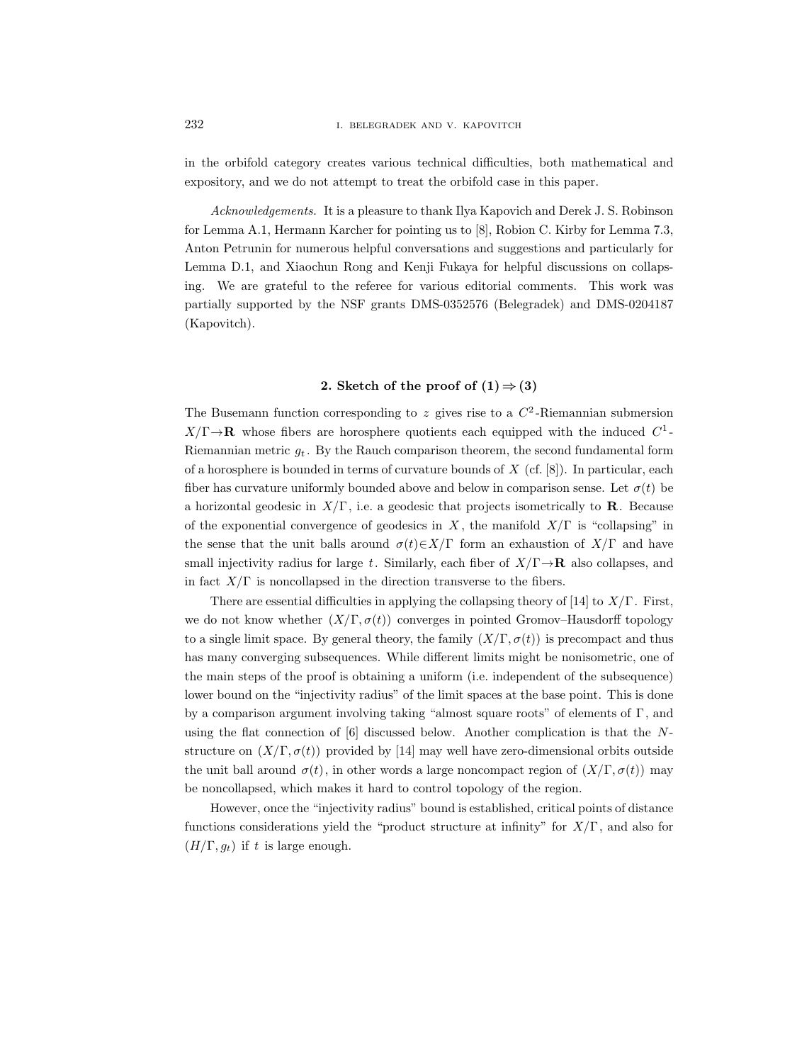in the orbifold category creates various technical difficulties, both mathematical and expository, and we do not attempt to treat the orbifold case in this paper.

*Acknowledgements.* It is a pleasure to thank Ilya Kapovich and Derek J. S. Robinson for Lemma A.1, Hermann Karcher for pointing us to [8], Robion C. Kirby for Lemma 7.3, Anton Petrunin for numerous helpful conversations and suggestions and particularly for Lemma D.1, and Xiaochun Rong and Kenji Fukaya for helpful discussions on collapsing. We are grateful to the referee for various editorial comments. This work was partially supported by the NSF grants DMS-0352576 (Belegradek) and DMS-0204187 (Kapovitch).

## 2. Sketch of the proof of (1) ⇒ (3)

The Busemann function corresponding to $z$ gives rise to a $C^2$-Riemannian submersion $X/\Gamma \to \mathbf{R}$ whose fibers are horosphere quotients each equipped with the induced $C^1$-Riemannian metric $g_t$. By the Rauch comparison theorem, the second fundamental form of a horosphere is bounded in terms of curvature bounds of $X$ (cf. [8]). In particular, each fiber has curvature uniformly bounded above and below in comparison sense. Let $\sigma(t)$ be a horizontal geodesic in $X/\Gamma$, i.e. a geodesic that projects isometrically to $\mathbf{R}$. Because of the exponential convergence of geodesics in $X$, the manifold $X/\Gamma$ is "collapsing" in the sense that the unit balls around $\sigma(t) \in X/\Gamma$ form an exhaustion of $X/\Gamma$ and have small injectivity radius for large $t$. Similarly, each fiber of $X/\Gamma \to \mathbf{R}$ also collapses, and in fact $X/\Gamma$ is noncollapsed in the direction transverse to the fibers.

There are essential difficulties in applying the collapsing theory of [14] to $X/\Gamma$. First, we do not know whether $(X/\Gamma, \sigma(t))$ converges in pointed Gromov–Hausdorff topology to a single limit space. By general theory, the family $(X/\Gamma, \sigma(t))$ is precompact and thus has many converging subsequences. While different limits might be nonisometric, one of the main steps of the proof is obtaining a uniform (i.e. independent of the subsequence) lower bound on the "injectivity radius" of the limit spaces at the base point. This is done by a comparison argument involving taking "almost square roots" of elements of $\Gamma$, and using the flat connection of [6] discussed below. Another complication is that the $N$-structure on $(X/\Gamma, \sigma(t))$ provided by [14] may well have zero-dimensional orbits outside the unit ball around $\sigma(t)$, in other words a large noncompact region of $(X/\Gamma, \sigma(t))$ may be noncollapsed, which makes it hard to control topology of the region.

However, once the "injectivity radius" bound is established, critical points of distance functions considerations yield the "product structure at infinity" for $X/\Gamma$, and also for $(H/\Gamma, g_t)$ if $t$ is large enough.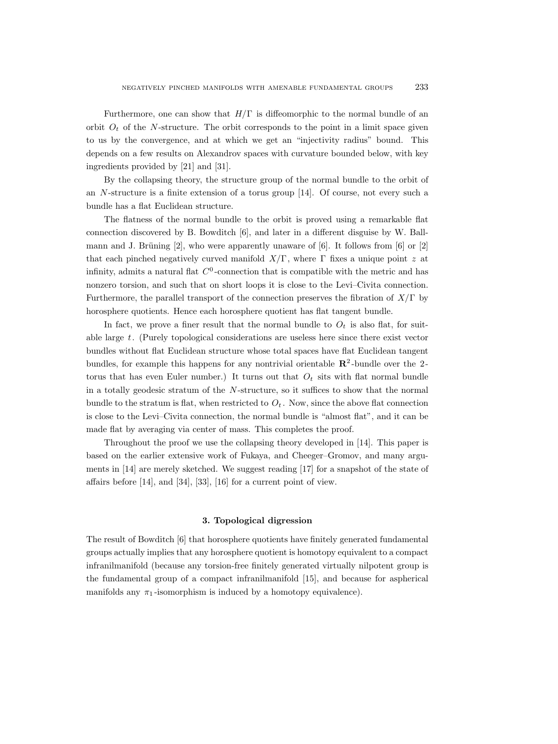Furthermore, one can show that $H/\Gamma$ is diffeomorphic to the normal bundle of an orbit $O_t$ of the $N$-structure. The orbit corresponds to the point in a limit space given to us by the convergence, and at which we get an "injectivity radius" bound. This depends on a few results on Alexandrov spaces with curvature bounded below, with key ingredients provided by [21] and [31].

By the collapsing theory, the structure group of the normal bundle to the orbit of an $N$-structure is a finite extension of a torus group [14]. Of course, not every such a bundle has a flat Euclidean structure.

The flatness of the normal bundle to the orbit is proved using a remarkable flat connection discovered by B. Bowditch [6], and later in a different disguise by W. Ballmann and J. Brüning [2], who were apparently unaware of [6]. It follows from [6] or [2] that each pinched negatively curved manifold $X/\Gamma$, where $\Gamma$ fixes a unique point $z$ at infinity, admits a natural flat $C^0$-connection that is compatible with the metric and has nonzero torsion, and such that on short loops it is close to the Levi–Civita connection. Furthermore, the parallel transport of the connection preserves the fibration of $X/\Gamma$ by horosphere quotients. Hence each horosphere quotient has flat tangent bundle.

In fact, we prove a finer result that the normal bundle to $O_t$ is also flat, for suitable large $t$. (Purely topological considerations are useless here since there exist vector bundles without flat Euclidean structure whose total spaces have flat Euclidean tangent bundles, for example this happens for any nontrivial orientable $\mathbf{R}^2$-bundle over the 2-torus that has even Euler number.) It turns out that $O_t$ sits with flat normal bundle in a totally geodesic stratum of the $N$-structure, so it suffices to show that the normal bundle to the stratum is flat, when restricted to $O_t$. Now, since the above flat connection is close to the Levi–Civita connection, the normal bundle is "almost flat", and it can be made flat by averaging via center of mass. This completes the proof.

Throughout the proof we use the collapsing theory developed in [14]. This paper is based on the earlier extensive work of Fukaya, and Cheeger–Gromov, and many arguments in [14] are merely sketched. We suggest reading [17] for a snapshot of the state of affairs before [14], and [34], [33], [16] for a current point of view.

## 3. Topological digression

The result of Bowditch [6] that horosphere quotients have finitely generated fundamental groups actually implies that any horosphere quotient is homotopy equivalent to a compact infranilmanifold (because any torsion-free finitely generated virtually nilpotent group is the fundamental group of a compact infranilmanifold [15], and because for aspherical manifolds any $\pi_1$-isomorphism is induced by a homotopy equivalence).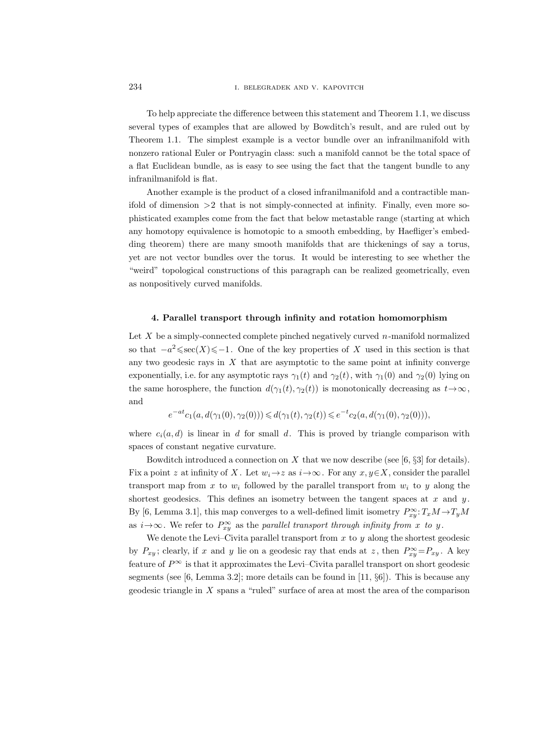To help appreciate the difference between this statement and Theorem 1.1, we discuss several types of examples that are allowed by Bowditch's result, and are ruled out by Theorem 1.1. The simplest example is a vector bundle over an infranilmanifold with nonzero rational Euler or Pontryagin class: such a manifold cannot be the total space of a flat Euclidean bundle, as is easy to see using the fact that the tangent bundle to any infranilmanifold is flat.

Another example is the product of a closed infranilmanifold and a contractible manifold of dimension $>2$ that is not simply-connected at infinity. Finally, even more sophisticated examples come from the fact that below metastable range (starting at which any homotopy equivalence is homotopic to a smooth embedding, by Haefliger's embedding theorem) there are many smooth manifolds that are thickenings of say a torus, yet are not vector bundles over the torus. It would be interesting to see whether the "weird" topological constructions of this paragraph can be realized geometrically, even as nonpositively curved manifolds.

## 4. Parallel transport through infinity and rotation homomorphism

Let $X$ be a simply-connected complete pinched negatively curved $n$-manifold normalized so that $-a^2 \leqslant \sec(X) \leqslant -1$. One of the key properties of $X$ used in this section is that any two geodesic rays in $X$ that are asymptotic to the same point at infinity converge exponentially, i.e. for any asymptotic rays $\gamma_1(t)$ and $\gamma_2(t)$, with $\gamma_1(0)$ and $\gamma_2(0)$ lying on the same horosphere, the function $d(\gamma_1(t), \gamma_2(t))$ is monotonically decreasing as $t \to \infty$, and

$$e^{-at} c_1(a, d(\gamma_1(0), \gamma_2(0))) \leqslant d(\gamma_1(t), \gamma_2(t)) \leqslant e^{-t} c_2(a, d(\gamma_1(0), \gamma_2(0))),$$

where $c_i(a, d)$ is linear in $d$ for small $d$. This is proved by triangle comparison with spaces of constant negative curvature.

Bowditch introduced a connection on $X$ that we now describe (see [6, §3] for details). Fix a point $z$ at infinity of $X$. Let $w_i \to z$ as $i \to \infty$. For any $x, y \in X$, consider the parallel transport map from $x$ to $w_i$ followed by the parallel transport from $w_i$ to $y$ along the shortest geodesics. This defines an isometry between the tangent spaces at $x$ and $y$. By [6, Lemma 3.1], this map converges to a well-defined limit isometry $P^\infty_{xy}: T_x M \to T_y M$ as $i \to \infty$. We refer to $P^\infty_{xy}$ as the *parallel transport through infinity from $x$ to $y$*.

We denote the Levi–Civita parallel transport from $x$ to $y$ along the shortest geodesic by $P_{xy}$; clearly, if $x$ and $y$ lie on a geodesic ray that ends at $z$, then $P^\infty_{xy} = P_{xy}$. A key feature of $P^\infty$ is that it approximates the Levi–Civita parallel transport on short geodesic segments (see [6, Lemma 3.2]; more details can be found in [11, §6]). This is because any geodesic triangle in $X$ spans a "ruled" surface of area at most the area of the comparison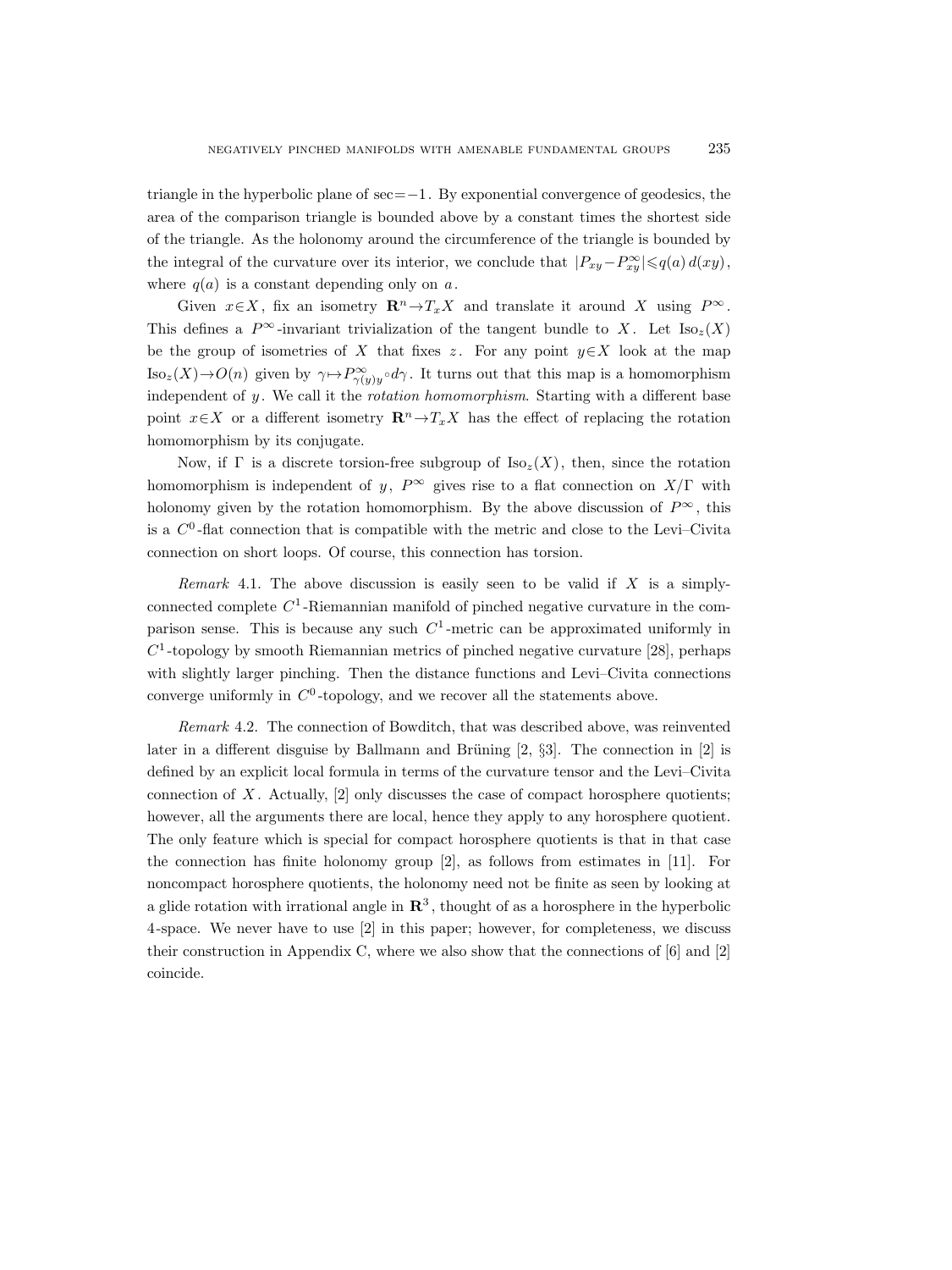triangle in the hyperbolic plane of $\sec = -1$. By exponential convergence of geodesics, the area of the comparison triangle is bounded above by a constant times the shortest side of the triangle. As the holonomy around the circumference of the triangle is bounded by the integral of the curvature over its interior, we conclude that $|P_{xy} - P^{\infty}_{xy}| \leqslant q(a)\, d(xy)$, where $q(a)$ is a constant depending only on $a$.

Given $x \in X$, fix an isometry $\mathbf{R}^n \to T_x X$ and translate it around $X$ using $P^{\infty}$. This defines a $P^{\infty}$-invariant trivialization of the tangent bundle to $X$. Let $\mathrm{Iso}_z(X)$ be the group of isometries of $X$ that fixes $z$. For any point $y \in X$ look at the map $\mathrm{Iso}_z(X) \to O(n)$ given by $\gamma \mapsto P^{\infty}_{\gamma(y)y} \circ d\gamma$. It turns out that this map is a homomorphism independent of $y$. We call it the *rotation homomorphism*. Starting with a different base point $x \in X$ or a different isometry $\mathbf{R}^n \to T_x X$ has the effect of replacing the rotation homomorphism by its conjugate.

Now, if $\Gamma$ is a discrete torsion-free subgroup of $\mathrm{Iso}_z(X)$, then, since the rotation homomorphism is independent of $y$, $P^{\infty}$ gives rise to a flat connection on $X/\Gamma$ with holonomy given by the rotation homomorphism. By the above discussion of $P^{\infty}$, this is a $C^0$-flat connection that is compatible with the metric and close to the Levi–Civita connection on short loops. Of course, this connection has torsion.

*Remark* 4.1. The above discussion is easily seen to be valid if $X$ is a simply-connected complete $C^1$-Riemannian manifold of pinched negative curvature in the comparison sense. This is because any such $C^1$-metric can be approximated uniformly in $C^1$-topology by smooth Riemannian metrics of pinched negative curvature [28], perhaps with slightly larger pinching. Then the distance functions and Levi–Civita connections converge uniformly in $C^0$-topology, and we recover all the statements above.

*Remark* 4.2. The connection of Bowditch, that was described above, was reinvented later in a different disguise by Ballmann and Brüning [2, §3]. The connection in [2] is defined by an explicit local formula in terms of the curvature tensor and the Levi–Civita connection of $X$. Actually, [2] only discusses the case of compact horosphere quotients; however, all the arguments there are local, hence they apply to any horosphere quotient. The only feature which is special for compact horosphere quotients is that in that case the connection has finite holonomy group [2], as follows from estimates in [11]. For noncompact horosphere quotients, the holonomy need not be finite as seen by looking at a glide rotation with irrational angle in $\mathbf{R}^3$, thought of as a horosphere in the hyperbolic 4-space. We never have to use [2] in this paper; however, for completeness, we discuss their construction in Appendix C, where we also show that the connections of [6] and [2] coincide.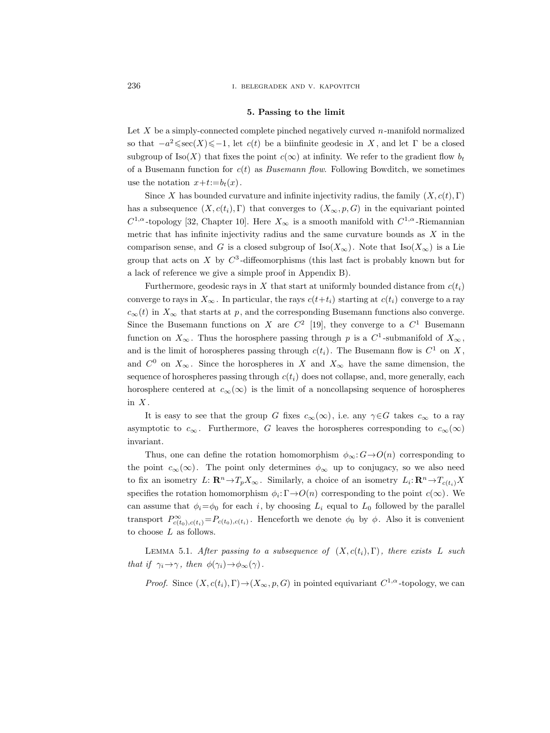## 5. Passing to the limit

Let $X$ be a simply-connected complete pinched negatively curved $n$-manifold normalized so that $-a^2 \leqslant \sec(X) \leqslant -1$, let $c(t)$ be a biinfinite geodesic in $X$, and let $\Gamma$ be a closed subgroup of $\mathrm{Iso}(X)$ that fixes the point $c(\infty)$ at infinity. We refer to the gradient flow $b_t$ of a Busemann function for $c(t)$ as *Busemann flow*. Following Bowditch, we sometimes use the notation $x+t := b_t(x)$.

Since $X$ has bounded curvature and infinite injectivity radius, the family $(X, c(t), \Gamma)$ has a subsequence $(X, c(t_i), \Gamma)$ that converges to $(X_\infty, p, G)$ in the equivariant pointed $C^{1,\alpha}$-topology [32, Chapter 10]. Here $X_\infty$ is a smooth manifold with $C^{1,\alpha}$-Riemannian metric that has infinite injectivity radius and the same curvature bounds as $X$ in the comparison sense, and $G$ is a closed subgroup of $\mathrm{Iso}(X_\infty)$. Note that $\mathrm{Iso}(X_\infty)$ is a Lie group that acts on $X$ by $C^3$-diffeomorphisms (this last fact is probably known but for a lack of reference we give a simple proof in Appendix B).

Furthermore, geodesic rays in $X$ that start at uniformly bounded distance from $c(t_i)$ converge to rays in $X_\infty$. In particular, the rays $c(t+t_i)$ starting at $c(t_i)$ converge to a ray $c_\infty(t)$ in $X_\infty$ that starts at $p$, and the corresponding Busemann functions also converge. Since the Busemann functions on $X$ are $C^2$ [19], they converge to a $C^1$ Busemann function on $X_\infty$. Thus the horosphere passing through $p$ is a $C^1$-submanifold of $X_\infty$, and is the limit of horospheres passing through $c(t_i)$. The Busemann flow is $C^1$ on $X$, and $C^0$ on $X_\infty$. Since the horospheres in $X$ and $X_\infty$ have the same dimension, the sequence of horospheres passing through $c(t_i)$ does not collapse, and, more generally, each horosphere centered at $c_\infty(\infty)$ is the limit of a noncollapsing sequence of horospheres in $X$.

It is easy to see that the group $G$ fixes $c_\infty(\infty)$, i.e. any $\gamma \in G$ takes $c_\infty$ to a ray asymptotic to $c_\infty$. Furthermore, $G$ leaves the horospheres corresponding to $c_\infty(\infty)$ invariant.

Thus, one can define the rotation homomorphism $\phi_\infty: G \to O(n)$ corresponding to the point $c_\infty(\infty)$. The point only determines $\phi_\infty$ up to conjugacy, so we also need to fix an isometry $L: \mathbf{R}^n \to T_p X_\infty$. Similarly, a choice of an isometry $L_i: \mathbf{R}^n \to T_{c(t_i)} X$ specifies the rotation homomorphism $\phi_i: \Gamma \to O(n)$ corresponding to the point $c(\infty)$. We can assume that $\phi_i = \phi_0$ for each $i$, by choosing $L_i$ equal to $L_0$ followed by the parallel transport $P^\infty_{c(t_0), c(t_i)} = P_{c(t_0), c(t_i)}$. Henceforth we denote $\phi_0$ by $\phi$. Also it is convenient to choose $L$ as follows.

LEMMA 5.1. *After passing to a subsequence of $(X, c(t_i), \Gamma)$, there exists $L$ such that if $\gamma_i \to \gamma$, then $\phi(\gamma_i) \to \phi_\infty(\gamma)$.*

*Proof.* Since $(X, c(t_i), \Gamma) \to (X_\infty, p, G)$ in pointed equivariant $C^{1,\alpha}$-topology, we can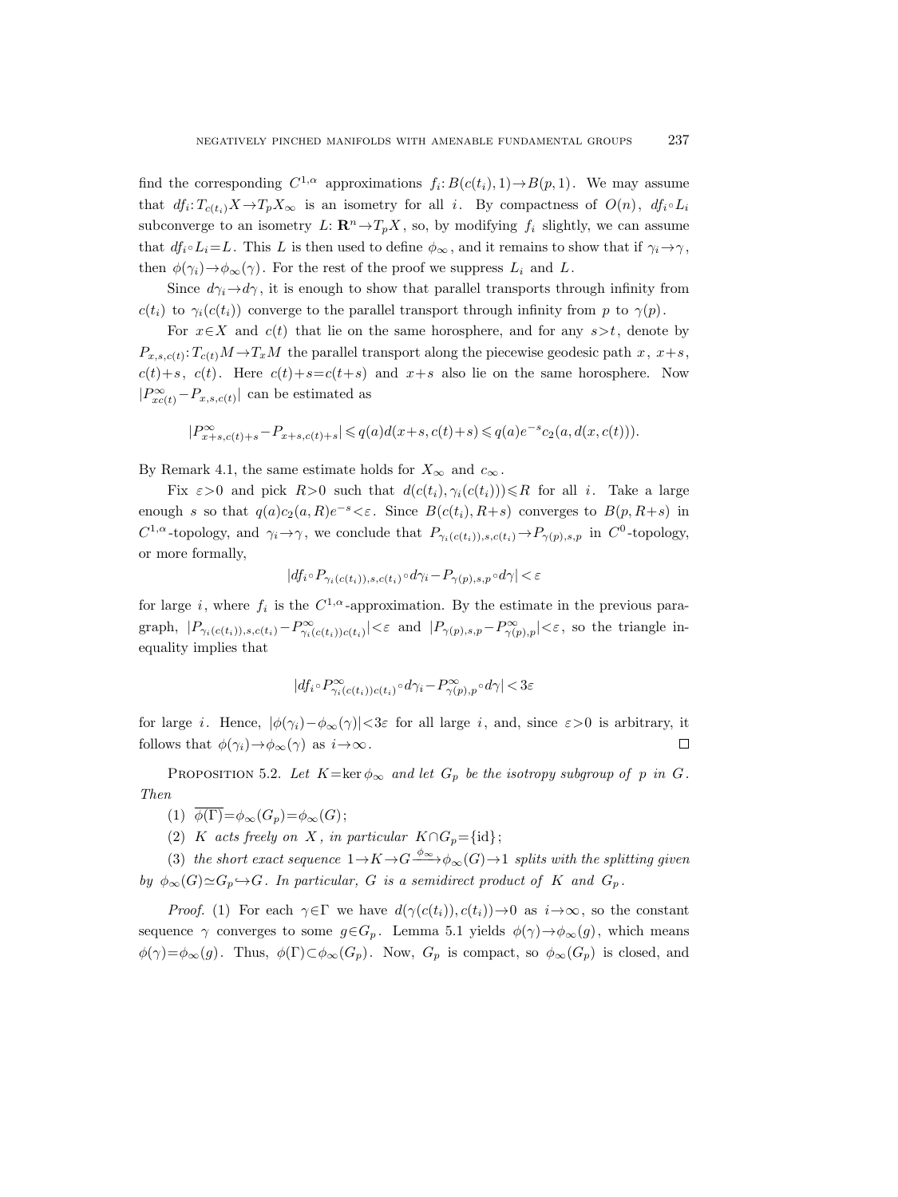find the corresponding $C^{1,\alpha}$ approximations $f_i: B(c(t_i), 1) \to B(p, 1)$. We may assume that $df_i: T_{c(t_i)}X \to T_p X_\infty$ is an isometry for all $i$. By compactness of $O(n)$, $df_i \circ L_i$ subconverge to an isometry $L: \mathbf{R}^n \to T_p X$, so, by modifying $f_i$ slightly, we can assume that $df_i \circ L_i = L$. This $L$ is then used to define $\phi_\infty$, and it remains to show that if $\gamma_i \to \gamma$, then $\phi(\gamma_i) \to \phi_\infty(\gamma)$. For the rest of the proof we suppress $L_i$ and $L$.

Since $d\gamma_i \to d\gamma$, it is enough to show that parallel transports through infinity from $c(t_i)$ to $\gamma_i(c(t_i))$ converge to the parallel transport through infinity from $p$ to $\gamma(p)$.

For $x \in X$ and $c(t)$ that lie on the same horosphere, and for any $s > t$, denote by $P_{x,s,c(t)}: T_{c(t)}M \to T_x M$ the parallel transport along the piecewise geodesic path $x$, $x+s$, $c(t)+s$, $c(t)$. Here $c(t)+s = c(t+s)$ and $x+s$ also lie on the same horosphere. Now $|P^\infty_{xc(t)} - P_{x,s,c(t)}|$ can be estimated as

$$|P^\infty_{x+s,c(t)+s} - P_{x+s,c(t)+s}| \leqslant q(a) d(x+s, c(t)+s) \leqslant q(a) e^{-s} c_2(a, d(x, c(t))).$$

By Remark 4.1, the same estimate holds for $X_\infty$ and $c_\infty$.

Fix $\varepsilon > 0$ and pick $R > 0$ such that $d(c(t_i), \gamma_i(c(t_i))) \leqslant R$ for all $i$. Take a large enough $s$ so that $q(a) c_2(a, R) e^{-s} < \varepsilon$. Since $B(c(t_i), R+s)$ converges to $B(p, R+s)$ in $C^{1,\alpha}$-topology, and $\gamma_i \to \gamma$, we conclude that $P_{\gamma_i(c(t_i)),s,c(t_i)} \to P_{\gamma(p),s,p}$ in $C^0$-topology, or more formally,

$$|df_i \circ P_{\gamma_i(c(t_i)),s,c(t_i)} \circ d\gamma_i - P_{\gamma(p),s,p} \circ d\gamma| < \varepsilon$$

for large $i$, where $f_i$ is the $C^{1,\alpha}$-approximation. By the estimate in the previous paragraph, $|P_{\gamma_i(c(t_i)),s,c(t_i)} - P^\infty_{\gamma_i(c(t_i))c(t_i)}| < \varepsilon$ and $|P_{\gamma(p),s,p} - P^\infty_{\gamma(p),p}| < \varepsilon$, so the triangle inequality implies that

$$|df_i \circ P^\infty_{\gamma_i(c(t_i))c(t_i)} \circ d\gamma_i - P^\infty_{\gamma(p),p} \circ d\gamma| < 3\varepsilon$$

for large $i$. Hence, $|\phi(\gamma_i) - \phi_\infty(\gamma)| < 3\varepsilon$ for all large $i$, and, since $\varepsilon > 0$ is arbitrary, it follows that $\phi(\gamma_i) \to \phi_\infty(\gamma)$ as $i \to \infty$. $\square$

Proposition 5.2. *Let $K = \ker \phi_\infty$ and let $G_p$ be the isotropy subgroup of $p$ in $G$. Then*

(1) $\overline{\phi(\Gamma)} = \phi_\infty(G_p) = \phi_\infty(G)$;

(2) *$K$ acts freely on $X$, in particular $K \cap G_p = \{\mathrm{id}\}$;*

(3) *the short exact sequence $1 \to K \to G \xrightarrow{\phi_\infty} \phi_\infty(G) \to 1$ splits with the splitting given by $\phi_\infty(G) \simeq G_p \hookrightarrow G$. In particular, $G$ is a semidirect product of $K$ and $G_p$.*

*Proof.* (1) For each $\gamma \in \Gamma$ we have $d(\gamma(c(t_i)), c(t_i)) \to 0$ as $i \to \infty$, so the constant sequence $\gamma$ converges to some $g \in G_p$. Lemma 5.1 yields $\phi(\gamma) \to \phi_\infty(g)$, which means $\phi(\gamma) = \phi_\infty(g)$. Thus, $\phi(\Gamma) \subset \phi_\infty(G_p)$. Now, $G_p$ is compact, so $\phi_\infty(G_p)$ is closed, and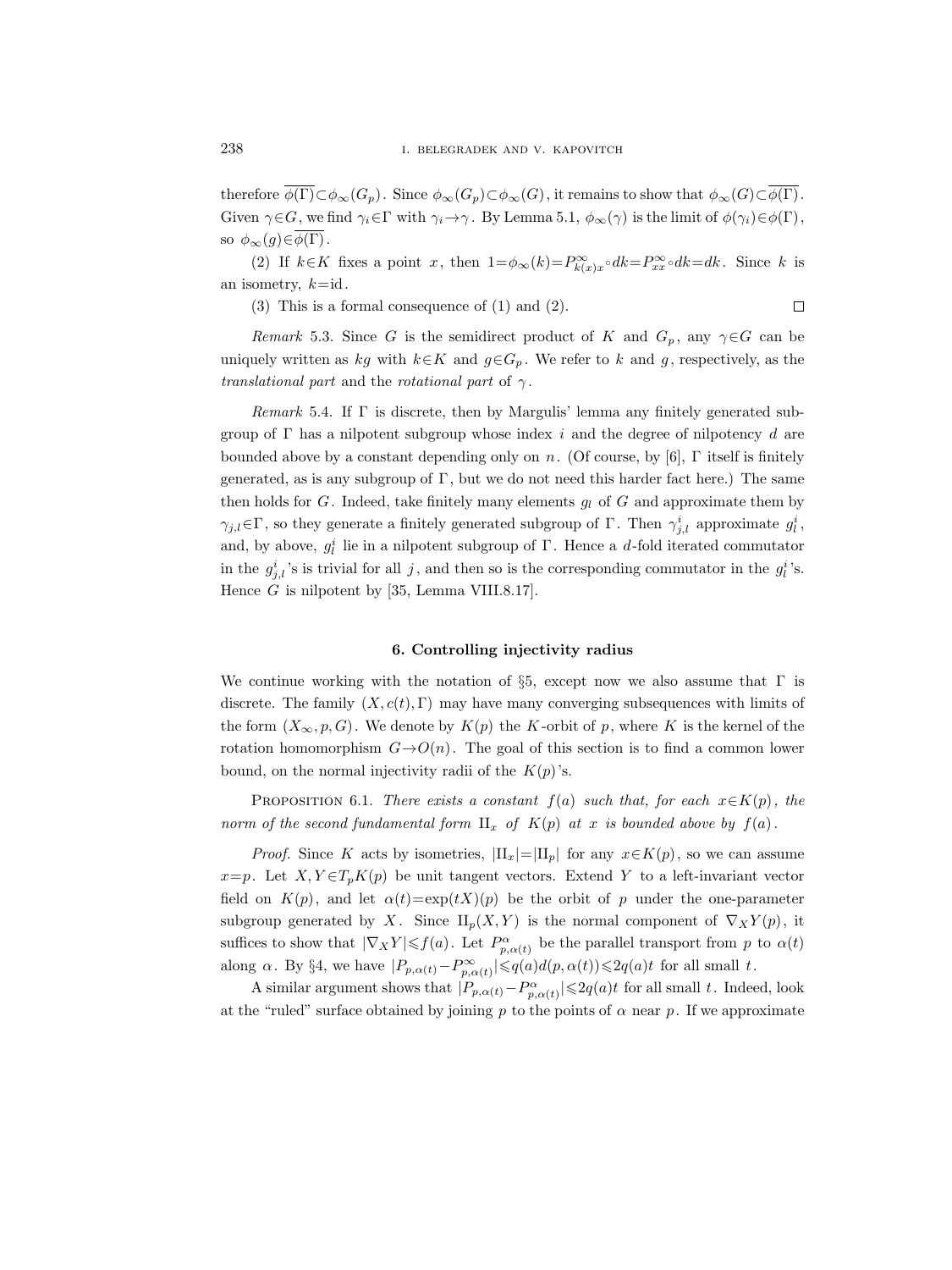therefore $\overline{\phi(\Gamma)} \subset \phi_\infty(G_p)$. Since $\phi_\infty(G_p) \subset \phi_\infty(G)$, it remains to show that $\phi_\infty(G) \subset \overline{\phi(\Gamma)}$. Given $\gamma \in G$, we find $\gamma_i \in \Gamma$ with $\gamma_i \to \gamma$. By Lemma 5.1, $\phi_\infty(\gamma)$ is the limit of $\phi(\gamma_i) \in \phi(\Gamma)$, so $\phi_\infty(g) \in \overline{\phi(\Gamma)}$.

(2) If $k \in K$ fixes a point $x$, then $1 = \phi_\infty(k) = P^\infty_{k(x)x} \circ dk = P^\infty_{xx} \circ dk = dk$. Since $k$ is an isometry, $k = \mathrm{id}$.

(3) This is a formal consequence of (1) and (2). $\square$

*Remark* 5.3. Since $G$ is the semidirect product of $K$ and $G_p$, any $\gamma \in G$ can be uniquely written as $kg$ with $k \in K$ and $g \in G_p$. We refer to $k$ and $g$, respectively, as the *translational part* and the *rotational part* of $\gamma$.

*Remark* 5.4. If $\Gamma$ is discrete, then by Margulis' lemma any finitely generated subgroup of $\Gamma$ has a nilpotent subgroup whose index $i$ and the degree of nilpotency $d$ are bounded above by a constant depending only on $n$. (Of course, by [6], $\Gamma$ itself is finitely generated, as is any subgroup of $\Gamma$, but we do not need this harder fact here.) The same then holds for $G$. Indeed, take finitely many elements $g_l$ of $G$ and approximate them by $\gamma_{j,l} \in \Gamma$, so they generate a finitely generated subgroup of $\Gamma$. Then $\gamma^i_{j,l}$ approximate $g^i_l$, and, by above, $g^i_l$ lie in a nilpotent subgroup of $\Gamma$. Hence a $d$-fold iterated commutator in the $g^i_{j,l}$'s is trivial for all $j$, and then so is the corresponding commutator in the $g^i_l$'s. Hence $G$ is nilpotent by [35, Lemma VIII.8.17].

## 6. Controlling injectivity radius

We continue working with the notation of §5, except now we also assume that $\Gamma$ is discrete. The family $(X, c(t), \Gamma)$ may have many converging subsequences with limits of the form $(X_\infty, p, G)$. We denote by $K(p)$ the $K$-orbit of $p$, where $K$ is the kernel of the rotation homomorphism $G \to O(n)$. The goal of this section is to find a common lower bound, on the normal injectivity radii of the $K(p)$'s.

PROPOSITION 6.1. *There exists a constant $f(a)$ such that, for each $x \in K(p)$, the norm of the second fundamental form $\mathrm{II}_x$ of $K(p)$ at $x$ is bounded above by $f(a)$.*

*Proof.* Since $K$ acts by isometries, $|\mathrm{II}_x| = |\mathrm{II}_p|$ for any $x \in K(p)$, so we can assume $x = p$. Let $X, Y \in T_pK(p)$ be unit tangent vectors. Extend $Y$ to a left-invariant vector field on $K(p)$, and let $\alpha(t) = \exp(tX)(p)$ be the orbit of $p$ under the one-parameter subgroup generated by $X$. Since $\mathrm{II}_p(X, Y)$ is the normal component of $\nabla_X Y(p)$, it suffices to show that $|\nabla_X Y| \leqslant f(a)$. Let $P^\alpha_{p,\alpha(t)}$ be the parallel transport from $p$ to $\alpha(t)$ along $\alpha$. By §4, we have $|P_{p,\alpha(t)} - P^\infty_{p,\alpha(t)}| \leqslant q(a) d(p, \alpha(t)) \leqslant 2q(a)t$ for all small $t$.

A similar argument shows that $|P_{p,\alpha(t)} - P^\alpha_{p,\alpha(t)}| \leqslant 2q(a)t$ for all small $t$. Indeed, look at the "ruled" surface obtained by joining $p$ to the points of $\alpha$ near $p$. If we approximate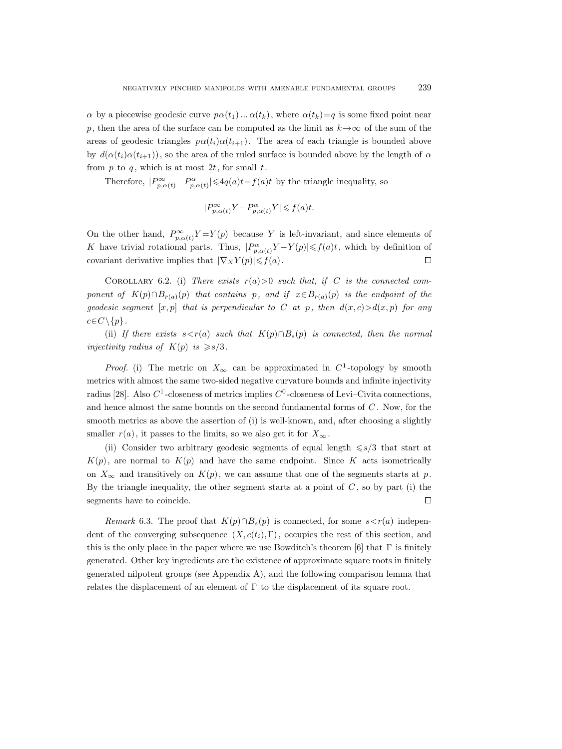$\alpha$ by a piecewise geodesic curve $p\alpha(t_1)\dots\alpha(t_k)$, where $\alpha(t_k)=q$ is some fixed point near $p$, then the area of the surface can be computed as the limit as $k\to\infty$ of the sum of the areas of geodesic triangles $p\alpha(t_i)\alpha(t_{i+1})$. The area of each triangle is bounded above by $d(\alpha(t_i)\alpha(t_{i+1}))$, so the area of the ruled surface is bounded above by the length of $\alpha$ from $p$ to $q$, which is at most $2t$, for small $t$.

Therefore, $|P^\infty_{p,\alpha(t)}-P^\alpha_{p,\alpha(t)}|\leqslant 4q(a)t=f(a)t$ by the triangle inequality, so

$$|P^\infty_{p,\alpha(t)}Y-P^\alpha_{p,\alpha(t)}Y|\leqslant f(a)t.$$

On the other hand, $P^\infty_{p,\alpha(t)}Y=Y(p)$ because $Y$ is left-invariant, and since elements of $K$ have trivial rotational parts. Thus, $|P^\alpha_{p,\alpha(t)}Y-Y(p)|\leqslant f(a)t$, which by definition of covariant derivative implies that $|\nabla_X Y(p)|\leqslant f(a)$. □

Corollary 6.2. (i) *There exists $r(a)>0$ such that, if $C$ is the connected component of $K(p)\cap B_{r(a)}(p)$ that contains $p$, and if $x\in B_{r(a)}(p)$ is the endpoint of the geodesic segment $[x,p]$ that is perpendicular to $C$ at $p$, then $d(x,c)>d(x,p)$ for any $c\in C\setminus\{p\}$.*

(ii) *If there exists $s<r(a)$ such that $K(p)\cap B_s(p)$ is connected, then the normal injectivity radius of $K(p)$ is $\geqslant s/3$.*

*Proof.* (i) The metric on $X_\infty$ can be approximated in $C^1$-topology by smooth metrics with almost the same two-sided negative curvature bounds and infinite injectivity radius [28]. Also $C^1$-closeness of metrics implies $C^0$-closeness of Levi–Civita connections, and hence almost the same bounds on the second fundamental forms of $C$. Now, for the smooth metrics as above the assertion of (i) is well-known, and, after choosing a slightly smaller $r(a)$, it passes to the limits, so we also get it for $X_\infty$.

(ii) Consider two arbitrary geodesic segments of equal length $\leqslant s/3$ that start at $K(p)$, are normal to $K(p)$ and have the same endpoint. Since $K$ acts isometrically on $X_\infty$ and transitively on $K(p)$, we can assume that one of the segments starts at $p$. By the triangle inequality, the other segment starts at a point of $C$, so by part (i) the segments have to coincide. □

*Remark* 6.3. The proof that $K(p)\cap B_s(p)$ is connected, for some $s<r(a)$ independent of the converging subsequence $(X,c(t_i),\Gamma)$, occupies the rest of this section, and this is the only place in the paper where we use Bowditch's theorem [6] that $\Gamma$ is finitely generated. Other key ingredients are the existence of approximate square roots in finitely generated nilpotent groups (see Appendix A), and the following comparison lemma that relates the displacement of an element of $\Gamma$ to the displacement of its square root.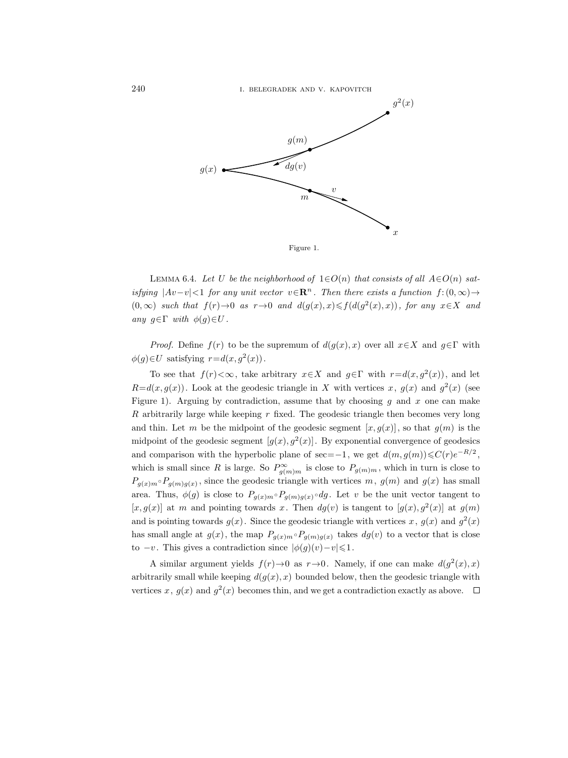Figure 1.

Lemma 6.4. *Let $U$ be the neighborhood of $1\in O(n)$ that consists of all $A\in O(n)$ satisfying $|Av-v|<1$ for any unit vector $v\in\mathbf{R}^n$. Then there exists a function $f:(0,\infty)\to(0,\infty)$ such that $f(r)\to 0$ as $r\to 0$ and $d(g(x),x)\leqslant f(d(g^2(x),x))$, for any $x\in X$ and any $g\in\Gamma$ with $\phi(g)\in U$.*

*Proof.* Define $f(r)$ to be the supremum of $d(g(x),x)$ over all $x\in X$ and $g\in\Gamma$ with $\phi(g)\in U$ satisfying $r=d(x,g^2(x))$.

To see that $f(r)<\infty$, take arbitrary $x\in X$ and $g\in\Gamma$ with $r=d(x,g^2(x))$, and let $R=d(x,g(x))$. Look at the geodesic triangle in $X$ with vertices $x$, $g(x)$ and $g^2(x)$ (see Figure 1). Arguing by contradiction, assume that by choosing $g$ and $x$ one can make $R$ arbitrarily large while keeping $r$ fixed. The geodesic triangle then becomes very long and thin. Let $m$ be the midpoint of the geodesic segment $[x,g(x)]$, so that $g(m)$ is the midpoint of the geodesic segment $[g(x),g^2(x)]$. By exponential convergence of geodesics and comparison with the hyperbolic plane of sec$=-1$, we get $d(m,g(m))\leqslant C(r)e^{-R/2}$, which is small since $R$ is large. So $P^{\infty}_{g(m)m}$ is close to $P_{g(m)m}$, which in turn is close to $P_{g(x)m}\circ P_{g(m)g(x)}$, since the geodesic triangle with vertices $m$, $g(m)$ and $g(x)$ has small area. Thus, $\phi(g)$ is close to $P_{g(x)m}\circ P_{g(m)g(x)}\circ dg$. Let $v$ be the unit vector tangent to $[x,g(x)]$ at $m$ and pointing towards $x$. Then $dg(v)$ is tangent to $[g(x),g^2(x)]$ at $g(m)$ and is pointing towards $g(x)$. Since the geodesic triangle with vertices $x$, $g(x)$ and $g^2(x)$ has small angle at $g(x)$, the map $P_{g(x)m}\circ P_{g(m)g(x)}$ takes $dg(v)$ to a vector that is close to $-v$. This gives a contradiction since $|\phi(g)(v)-v|\leqslant 1$.

A similar argument yields $f(r)\to 0$ as $r\to 0$. Namely, if one can make $d(g^2(x),x)$ arbitrarily small while keeping $d(g(x),x)$ bounded below, then the geodesic triangle with vertices $x$, $g(x)$ and $g^2(x)$ becomes thin, and we get a contradiction exactly as above. $\square$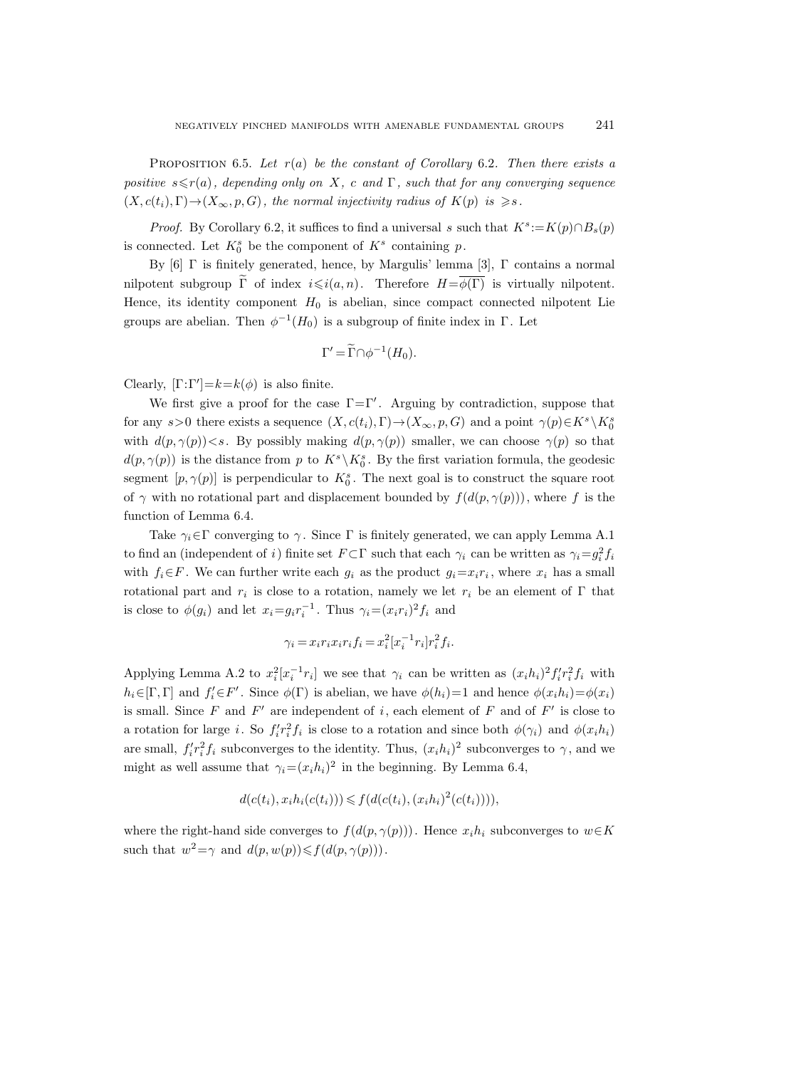Proposition 6.5. *Let $r(a)$ be the constant of Corollary* 6.2. *Then there exists a positive $s \leqslant r(a)$, depending only on $X$, $c$ and $\Gamma$, such that for any converging sequence $(X, c(t_i), \Gamma) \to (X_\infty, p, G)$, the normal injectivity radius of $K(p)$ is $\geqslant s$.*

*Proof.* By Corollary 6.2, it suffices to find a universal $s$ such that $K^s := K(p) \cap B_s(p)$ is connected. Let $K_0^s$ be the component of $K^s$ containing $p$.

By [6] $\Gamma$ is finitely generated, hence, by Margulis' lemma [3], $\Gamma$ contains a normal nilpotent subgroup $\widetilde{\Gamma}$ of index $i \leqslant i(a,n)$. Therefore $H = \overline{\phi(\Gamma)}$ is virtually nilpotent. Hence, its identity component $H_0$ is abelian, since compact connected nilpotent Lie groups are abelian. Then $\phi^{-1}(H_0)$ is a subgroup of finite index in $\Gamma$. Let

$$\Gamma' = \widetilde{\Gamma} \cap \phi^{-1}(H_0).$$

Clearly, $[\Gamma : \Gamma'] = k = k(\phi)$ is also finite.

We first give a proof for the case $\Gamma = \Gamma'$. Arguing by contradiction, suppose that for any $s > 0$ there exists a sequence $(X, c(t_i), \Gamma) \to (X_\infty, p, G)$ and a point $\gamma(p) \in K^s \setminus K_0^s$ with $d(p, \gamma(p)) < s$. By possibly making $d(p, \gamma(p))$ smaller, we can choose $\gamma(p)$ so that $d(p, \gamma(p))$ is the distance from $p$ to $K^s \setminus K_0^s$. By the first variation formula, the geodesic segment $[p, \gamma(p)]$ is perpendicular to $K_0^s$. The next goal is to construct the square root of $\gamma$ with no rotational part and displacement bounded by $f(d(p, \gamma(p)))$, where $f$ is the function of Lemma 6.4.

Take $\gamma_i \in \Gamma$ converging to $\gamma$. Since $\Gamma$ is finitely generated, we can apply Lemma A.1 to find an (independent of $i$) finite set $F \subset \Gamma$ such that each $\gamma_i$ can be written as $\gamma_i = g_i^2 f_i$ with $f_i \in F$. We can further write each $g_i$ as the product $g_i = x_i r_i$, where $x_i$ has a small rotational part and $r_i$ is close to a rotation, namely we let $r_i$ be an element of $\Gamma$ that is close to $\phi(g_i)$ and let $x_i = g_i r_i^{-1}$. Thus $\gamma_i = (x_i r_i)^2 f_i$ and

$$\gamma_i = x_i r_i x_i r_i f_i = x_i^2 [x_i^{-1} r_i] r_i^2 f_i.$$

Applying Lemma A.2 to $x_i^2 [x_i^{-1} r_i]$ we see that $\gamma_i$ can be written as $(x_i h_i)^2 f_i' r_i^2 f_i$ with $h_i \in [\Gamma, \Gamma]$ and $f_i' \in F'$. Since $\phi(\Gamma)$ is abelian, we have $\phi(h_i) = 1$ and hence $\phi(x_i h_i) = \phi(x_i)$ is small. Since $F$ and $F'$ are independent of $i$, each element of $F$ and of $F'$ is close to a rotation for large $i$. So $f_i' r_i^2 f_i$ is close to a rotation and since both $\phi(\gamma_i)$ and $\phi(x_i h_i)$ are small, $f_i' r_i^2 f_i$ subconverges to the identity. Thus, $(x_i h_i)^2$ subconverges to $\gamma$, and we might as well assume that $\gamma_i = (x_i h_i)^2$ in the beginning. By Lemma 6.4,

$$d(c(t_i), x_i h_i(c(t_i))) \leqslant f(d(c(t_i), (x_i h_i)^2(c(t_i)))),$$

where the right-hand side converges to $f(d(p, \gamma(p)))$. Hence $x_i h_i$ subconverges to $w \in K$ such that $w^2 = \gamma$ and $d(p, w(p)) \leqslant f(d(p, \gamma(p)))$.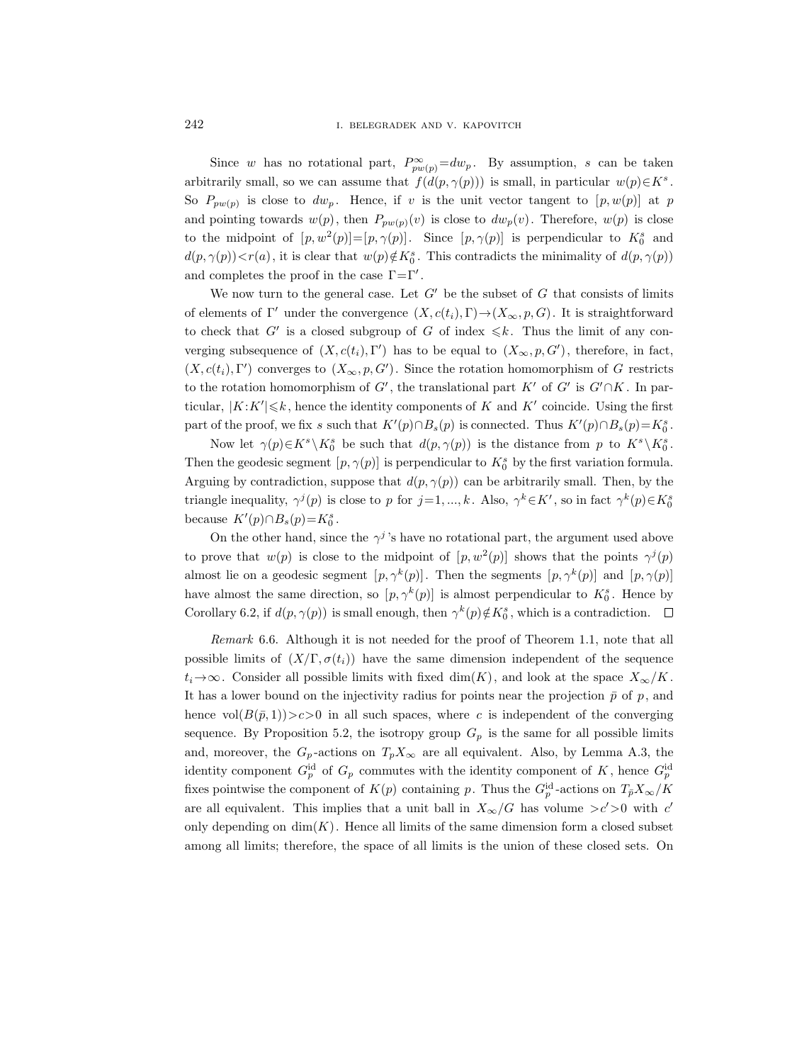Since $w$ has no rotational part, $P^{\infty}_{pw(p)}=dw_p$. By assumption, $s$ can be taken arbitrarily small, so we can assume that $f(d(p,\gamma(p)))$ is small, in particular $w(p)\in K^s$. So $P_{pw(p)}$ is close to $dw_p$. Hence, if $v$ is the unit vector tangent to $[p,w(p)]$ at $p$ and pointing towards $w(p)$, then $P_{pw(p)}(v)$ is close to $dw_p(v)$. Therefore, $w(p)$ is close to the midpoint of $[p,w^2(p)]=[p,\gamma(p)]$. Since $[p,\gamma(p)]$ is perpendicular to $K^s_0$ and $d(p,\gamma(p))<r(a)$, it is clear that $w(p)\notin K^s_0$. This contradicts the minimality of $d(p,\gamma(p))$ and completes the proof in the case $\Gamma=\Gamma'$.

We now turn to the general case. Let $G'$ be the subset of $G$ that consists of limits of elements of $\Gamma'$ under the convergence $(X,c(t_i),\Gamma)\to(X_\infty,p,G)$. It is straightforward to check that $G'$ is a closed subgroup of $G$ of index $\leqslant k$. Thus the limit of any converging subsequence of $(X,c(t_i),\Gamma')$ has to be equal to $(X_\infty,p,G')$, therefore, in fact, $(X,c(t_i),\Gamma')$ converges to $(X_\infty,p,G')$. Since the rotation homomorphism of $G$ restricts to the rotation homomorphism of $G'$, the translational part $K'$ of $G'$ is $G'\cap K$. In particular, $|K{:}K'|\leqslant k$, hence the identity components of $K$ and $K'$ coincide. Using the first part of the proof, we fix $s$ such that $K'(p)\cap B_s(p)$ is connected. Thus $K'(p)\cap B_s(p)=K^s_0$.

Now let $\gamma(p)\in K^s\setminus K^s_0$ be such that $d(p,\gamma(p))$ is the distance from $p$ to $K^s\setminus K^s_0$. Then the geodesic segment $[p,\gamma(p)]$ is perpendicular to $K^s_0$ by the first variation formula. Arguing by contradiction, suppose that $d(p,\gamma(p))$ can be arbitrarily small. Then, by the triangle inequality, $\gamma^j(p)$ is close to $p$ for $j=1,...,k$. Also, $\gamma^k\in K'$, so in fact $\gamma^k(p)\in K^s_0$ because $K'(p)\cap B_s(p)=K^s_0$.

On the other hand, since the $\gamma^j$'s have no rotational part, the argument used above to prove that $w(p)$ is close to the midpoint of $[p,w^2(p)]$ shows that the points $\gamma^j(p)$ almost lie on a geodesic segment $[p,\gamma^k(p)]$. Then the segments $[p,\gamma^k(p)]$ and $[p,\gamma(p)]$ have almost the same direction, so $[p,\gamma^k(p)]$ is almost perpendicular to $K^s_0$. Hence by Corollary 6.2, if $d(p,\gamma(p))$ is small enough, then $\gamma^k(p)\notin K^s_0$, which is a contradiction. □

*Remark* 6.6. Although it is not needed for the proof of Theorem 1.1, note that all possible limits of $(X/\Gamma,\sigma(t_i))$ have the same dimension independent of the sequence $t_i\to\infty$. Consider all possible limits with fixed $\dim(K)$, and look at the space $X_\infty/K$. It has a lower bound on the injectivity radius for points near the projection $\bar p$ of $p$, and hence $\mathrm{vol}(B(\bar p,1))>c>0$ in all such spaces, where $c$ is independent of the converging sequence. By Proposition 5.2, the isotropy group $G_p$ is the same for all possible limits and, moreover, the $G_p$-actions on $T_pX_\infty$ are all equivalent. Also, by Lemma A.3, the identity component $G^{\mathrm{id}}_p$ of $G_p$ commutes with the identity component of $K$, hence $G^{\mathrm{id}}_p$ fixes pointwise the component of $K(p)$ containing $p$. Thus the $G^{\mathrm{id}}_p$-actions on $T_{\bar p}X_\infty/K$ are all equivalent. This implies that a unit ball in $X_\infty/G$ has volume $>c'>0$ with $c'$ only depending on $\dim(K)$. Hence all limits of the same dimension form a closed subset among all limits; therefore, the space of all limits is the union of these closed sets. On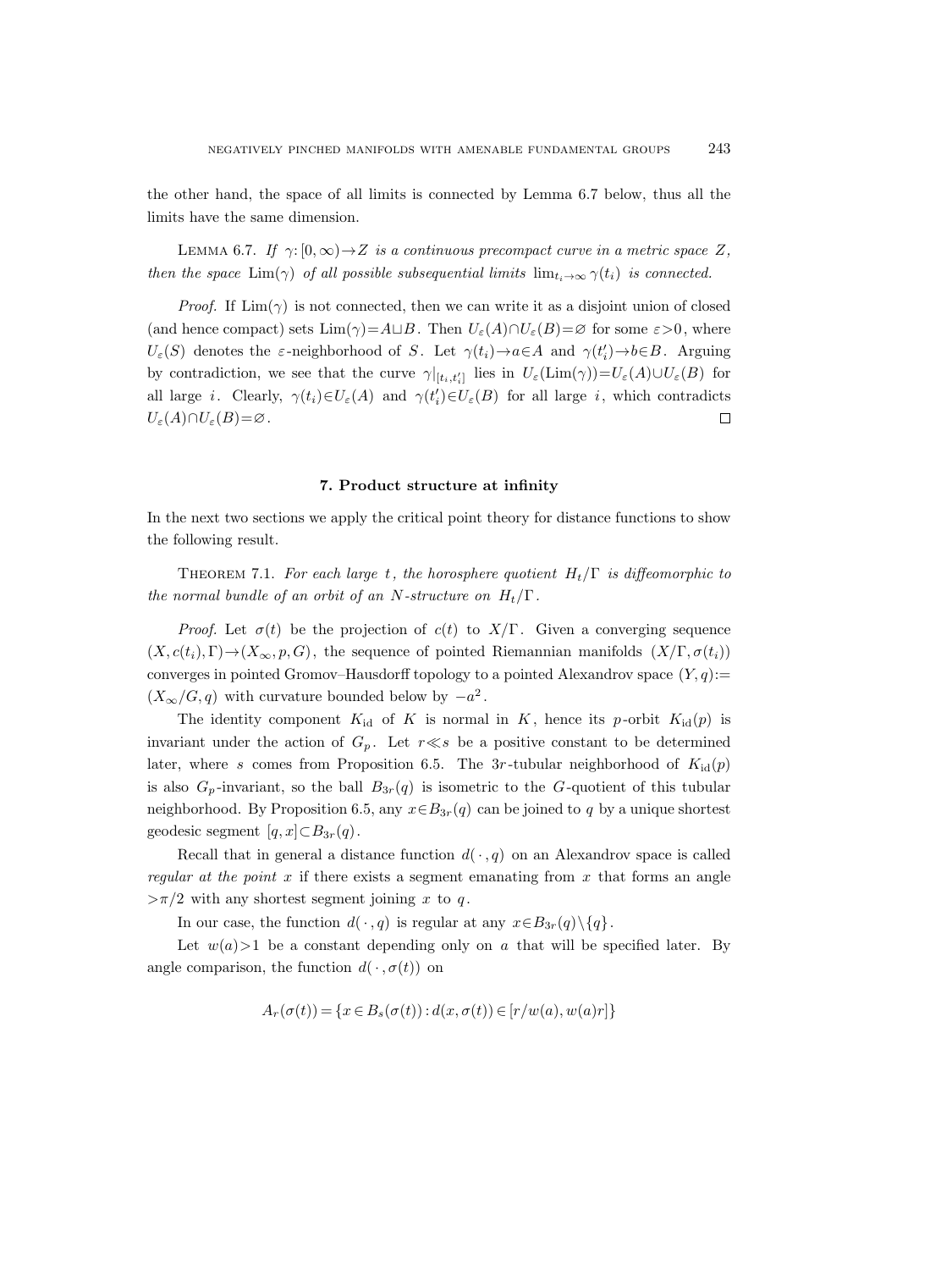the other hand, the space of all limits is connected by Lemma 6.7 below, thus all the limits have the same dimension.

LEMMA 6.7. *If $\gamma\colon[0,\infty)\to Z$ is a continuous precompact curve in a metric space $Z$, then the space $\mathrm{Lim}(\gamma)$ of all possible subsequential limits $\lim_{t_i\to\infty}\gamma(t_i)$ is connected.*

*Proof.* If $\mathrm{Lim}(\gamma)$ is not connected, then we can write it as a disjoint union of closed (and hence compact) sets $\mathrm{Lim}(\gamma)=A\sqcup B$. Then $U_\varepsilon(A)\cap U_\varepsilon(B)=\varnothing$ for some $\varepsilon>0$, where $U_\varepsilon(S)$ denotes the $\varepsilon$-neighborhood of $S$. Let $\gamma(t_i)\to a\in A$ and $\gamma(t_i')\to b\in B$. Arguing by contradiction, we see that the curve $\gamma|_{[t_i,t_i']}$ lies in $U_\varepsilon(\mathrm{Lim}(\gamma))=U_\varepsilon(A)\cup U_\varepsilon(B)$ for all large $i$. Clearly, $\gamma(t_i)\in U_\varepsilon(A)$ and $\gamma(t_i')\in U_\varepsilon(B)$ for all large $i$, which contradicts $U_\varepsilon(A)\cap U_\varepsilon(B)=\varnothing$. $\square$

## 7. Product structure at infinity

In the next two sections we apply the critical point theory for distance functions to show the following result.

THEOREM 7.1. *For each large $t$, the horosphere quotient $H_t/\Gamma$ is diffeomorphic to the normal bundle of an orbit of an $N$-structure on $H_t/\Gamma$.*

*Proof.* Let $\sigma(t)$ be the projection of $c(t)$ to $X/\Gamma$. Given a converging sequence $(X,c(t_i),\Gamma)\to(X_\infty,p,G)$, the sequence of pointed Riemannian manifolds $(X/\Gamma,\sigma(t_i))$ converges in pointed Gromov–Hausdorff topology to a pointed Alexandrov space $(Y,q):=(X_\infty/G,q)$ with curvature bounded below by $-a^2$.

The identity component $K_{\mathrm{id}}$ of $K$ is normal in $K$, hence its $p$-orbit $K_{\mathrm{id}}(p)$ is invariant under the action of $G_p$. Let $r\ll s$ be a positive constant to be determined later, where $s$ comes from Proposition 6.5. The $3r$-tubular neighborhood of $K_{\mathrm{id}}(p)$ is also $G_p$-invariant, so the ball $B_{3r}(q)$ is isometric to the $G$-quotient of this tubular neighborhood. By Proposition 6.5, any $x\in B_{3r}(q)$ can be joined to $q$ by a unique shortest geodesic segment $[q,x]\subset B_{3r}(q)$.

Recall that in general a distance function $d(\,\cdot\,,q)$ on an Alexandrov space is called *regular at the point* $x$ if there exists a segment emanating from $x$ that forms an angle $>\pi/2$ with any shortest segment joining $x$ to $q$.

In our case, the function $d(\,\cdot\,,q)$ is regular at any $x\in B_{3r}(q)\setminus\{q\}$.

Let $w(a)>1$ be a constant depending only on $a$ that will be specified later. By angle comparison, the function $d(\,\cdot\,,\sigma(t))$ on

$$A_r(\sigma(t))=\{x\in B_s(\sigma(t)):d(x,\sigma(t))\in[r/w(a),w(a)r]\}$$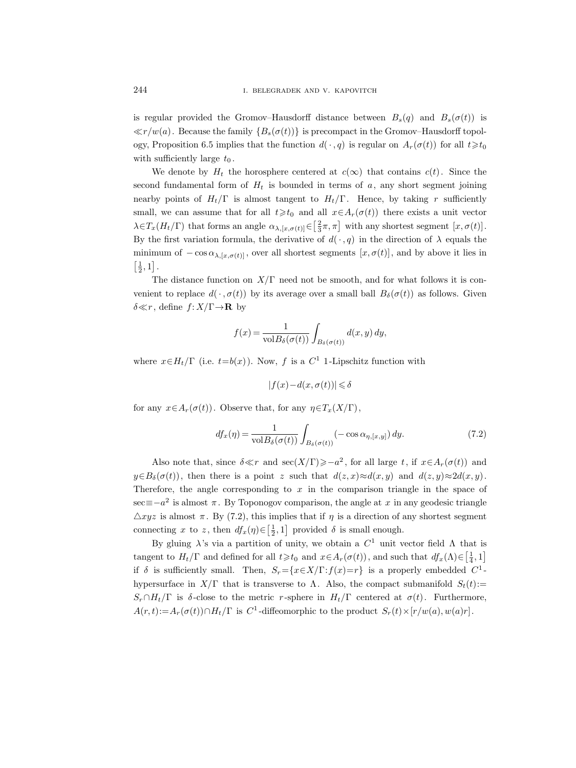is regular provided the Gromov–Hausdorff distance between $B_s(q)$ and $B_s(\sigma(t))$ is $\ll r/w(a)$. Because the family $\{B_s(\sigma(t))\}$ is precompact in the Gromov–Hausdorff topology, Proposition 6.5 implies that the function $d(\,\cdot\,,q)$ is regular on $A_r(\sigma(t))$ for all $t\geqslant t_0$ with sufficiently large $t_0$.

We denote by $H_t$ the horosphere centered at $c(\infty)$ that contains $c(t)$. Since the second fundamental form of $H_t$ is bounded in terms of $a$, any short segment joining nearby points of $H_t/\Gamma$ is almost tangent to $H_t/\Gamma$. Hence, by taking $r$ sufficiently small, we can assume that for all $t\geqslant t_0$ and all $x\in A_r(\sigma(t))$ there exists a unit vector $\lambda\in T_x(H_t/\Gamma)$ that forms an angle $\alpha_{\lambda,[x,\sigma(t)]}\in\left[\frac{2}{3}\pi,\pi\right]$ with any shortest segment $[x,\sigma(t)]$. By the first variation formula, the derivative of $d(\,\cdot\,,q)$ in the direction of $\lambda$ equals the minimum of $-\cos\alpha_{\lambda,[x,\sigma(t)]}$, over all shortest segments $[x,\sigma(t)]$, and by above it lies in $\left[\frac{1}{2},1\right]$.

The distance function on $X/\Gamma$ need not be smooth, and for what follows it is convenient to replace $d(\,\cdot\,,\sigma(t))$ by its average over a small ball $B_\delta(\sigma(t))$ as follows. Given $\delta\ll r$, define $f\colon X/\Gamma\to\mathbf{R}$ by

$$f(x)=\frac{1}{\operatorname{vol}B_\delta(\sigma(t))}\int_{B_\delta(\sigma(t))}d(x,y)\,dy,$$

where $x\in H_t/\Gamma$ (i.e. $t=b(x)$). Now, $f$ is a $C^1$ 1-Lipschitz function with

$$|f(x)-d(x,\sigma(t))|\leqslant\delta$$

for any $x\in A_r(\sigma(t))$. Observe that, for any $\eta\in T_x(X/\Gamma)$,

$$df_x(\eta)=\frac{1}{\operatorname{vol}B_\delta(\sigma(t))}\int_{B_\delta(\sigma(t))}(-\cos\alpha_{\eta,[x,y]})\,dy. \tag{7.2}$$

Also note that, since $\delta\ll r$ and $\sec(X/\Gamma)\geqslant -a^2$, for all large $t$, if $x\in A_r(\sigma(t))$ and $y\in B_\delta(\sigma(t))$, then there is a point $z$ such that $d(z,x)\approx d(x,y)$ and $d(z,y)\approx 2d(x,y)$. Therefore, the angle corresponding to $x$ in the comparison triangle in the space of $\sec\equiv -a^2$ is almost $\pi$. By Toponogov comparison, the angle at $x$ in any geodesic triangle $\triangle xyz$ is almost $\pi$. By (7.2), this implies that if $\eta$ is a direction of any shortest segment connecting $x$ to $z$, then $df_x(\eta)\in\left[\frac{1}{2},1\right]$ provided $\delta$ is small enough.

By gluing $\lambda$'s via a partition of unity, we obtain a $C^1$ unit vector field $\Lambda$ that is tangent to $H_t/\Gamma$ and defined for all $t\geqslant t_0$ and $x\in A_r(\sigma(t))$, and such that $df_x(\Lambda)\in\left[\frac{1}{4},1\right]$ if $\delta$ is sufficiently small. Then, $S_r=\{x\in X/\Gamma: f(x)=r\}$ is a properly embedded $C^1$-hypersurface in $X/\Gamma$ that is transverse to $\Lambda$. Also, the compact submanifold $S_t(t):=S_r\cap H_t/\Gamma$ is $\delta$-close to the metric $r$-sphere in $H_t/\Gamma$ centered at $\sigma(t)$. Furthermore, $A(r,t):=A_r(\sigma(t))\cap H_t/\Gamma$ is $C^1$-diffeomorphic to the product $S_r(t)\times[r/w(a),w(a)r]$.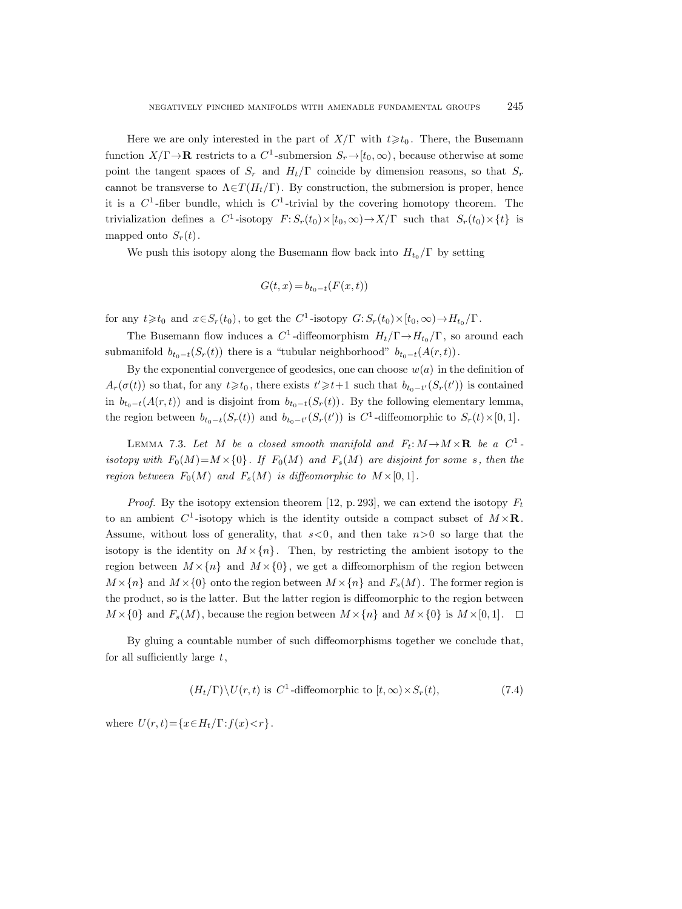Here we are only interested in the part of $X/\Gamma$ with $t \geqslant t_0$. There, the Busemann function $X/\Gamma \to \mathbf{R}$ restricts to a $C^1$-submersion $S_r \to [t_0, \infty)$, because otherwise at some point the tangent spaces of $S_r$ and $H_t/\Gamma$ coincide by dimension reasons, so that $S_r$ cannot be transverse to $\Lambda \in T(H_t/\Gamma)$. By construction, the submersion is proper, hence it is a $C^1$-fiber bundle, which is $C^1$-trivial by the covering homotopy theorem. The trivialization defines a $C^1$-isotopy $F: S_r(t_0) \times [t_0, \infty) \to X/\Gamma$ such that $S_r(t_0) \times \{t\}$ is mapped onto $S_r(t)$.

We push this isotopy along the Busemann flow back into $H_{t_0}/\Gamma$ by setting

$$G(t, x) = b_{t_0 - t}(F(x, t))$$

for any $t \geqslant t_0$ and $x \in S_r(t_0)$, to get the $C^1$-isotopy $G: S_r(t_0) \times [t_0, \infty) \to H_{t_0}/\Gamma$.

The Busemann flow induces a $C^1$-diffeomorphism $H_t/\Gamma \to H_{t_0}/\Gamma$, so around each submanifold $b_{t_0-t}(S_r(t))$ there is a "tubular neighborhood" $b_{t_0-t}(A(r, t))$.

By the exponential convergence of geodesics, one can choose $w(a)$ in the definition of $A_r(\sigma(t))$ so that, for any $t \geqslant t_0$, there exists $t' \geqslant t+1$ such that $b_{t_0-t'}(S_r(t'))$ is contained in $b_{t_0-t}(A(r, t))$ and is disjoint from $b_{t_0-t}(S_r(t))$. By the following elementary lemma, the region between $b_{t_0-t}(S_r(t))$ and $b_{t_0-t'}(S_r(t'))$ is $C^1$-diffeomorphic to $S_r(t) \times [0, 1]$.

Lemma 7.3. *Let $M$ be a closed smooth manifold and $F_t: M \to M \times \mathbf{R}$ be a $C^1$-isotopy with $F_0(M) = M \times \{0\}$. If $F_0(M)$ and $F_s(M)$ are disjoint for some $s$, then the region between $F_0(M)$ and $F_s(M)$ is diffeomorphic to $M \times [0, 1]$.*

*Proof.* By the isotopy extension theorem [12, p. 293], we can extend the isotopy $F_t$ to an ambient $C^1$-isotopy which is the identity outside a compact subset of $M \times \mathbf{R}$. Assume, without loss of generality, that $s < 0$, and then take $n > 0$ so large that the isotopy is the identity on $M \times \{n\}$. Then, by restricting the ambient isotopy to the region between $M \times \{n\}$ and $M \times \{0\}$, we get a diffeomorphism of the region between $M \times \{n\}$ and $M \times \{0\}$ onto the region between $M \times \{n\}$ and $F_s(M)$. The former region is the product, so is the latter. But the latter region is diffeomorphic to the region between $M \times \{0\}$ and $F_s(M)$, because the region between $M \times \{n\}$ and $M \times \{0\}$ is $M \times [0, 1]$. $\square$

By gluing a countable number of such diffeomorphisms together we conclude that, for all sufficiently large $t$,

$$(H_t/\Gamma) \setminus U(r, t) \text{ is } C^1\text{-diffeomorphic to } [t, \infty) \times S_r(t), \tag{7.4}$$

where $U(r, t) = \{x \in H_t/\Gamma : f(x) < r\}$.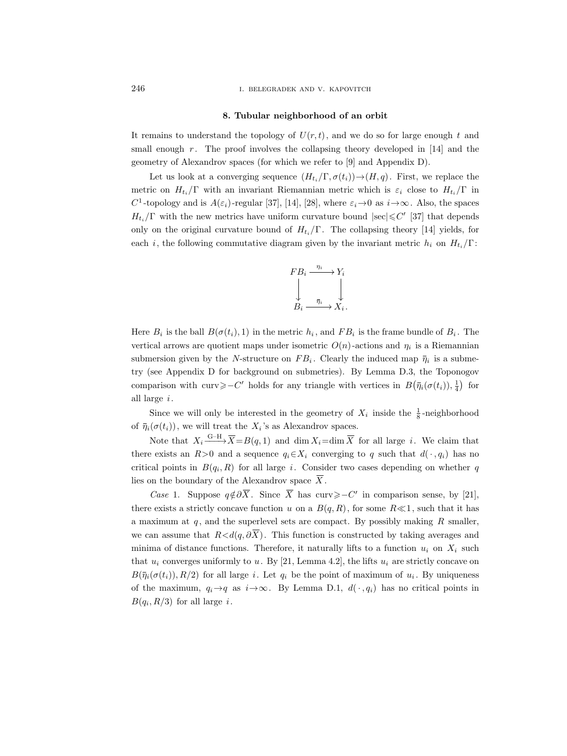## 8. Tubular neighborhood of an orbit

It remains to understand the topology of $U(r,t)$, and we do so for large enough $t$ and small enough $r$. The proof involves the collapsing theory developed in [14] and the geometry of Alexandrov spaces (for which we refer to [9] and Appendix D).

Let us look at a converging sequence $(H_{t_i}/\Gamma, \sigma(t_i)) \to (H, q)$. First, we replace the metric on $H_{t_i}/\Gamma$ with an invariant Riemannian metric which is $\varepsilon_i$ close to $H_{t_i}/\Gamma$ in $C^1$-topology and is $A(\varepsilon_i)$-regular [37], [14], [28], where $\varepsilon_i \to 0$ as $i \to \infty$. Also, the spaces $H_{t_i}/\Gamma$ with the new metrics have uniform curvature bound $|\sec| \leqslant C'$ [37] that depends only on the original curvature bound of $H_{t_i}/\Gamma$. The collapsing theory [14] yields, for each $i$, the following commutative diagram given by the invariant metric $h_i$ on $H_{t_i}/\Gamma$:

$$
\begin{array}{ccc}
FB_i & \xrightarrow{\eta_i} & Y_i \\
\big\downarrow & & \big\downarrow \\
B_i & \xrightarrow{\bar{\eta}_i} & X_i\,.
\end{array}
$$

Here $B_i$ is the ball $B(\sigma(t_i), 1)$ in the metric $h_i$, and $FB_i$ is the frame bundle of $B_i$. The vertical arrows are quotient maps under isometric $O(n)$-actions and $\eta_i$ is a Riemannian submersion given by the $N$-structure on $FB_i$. Clearly the induced map $\bar{\eta}_i$ is a submetry (see Appendix D for background on submetries). By Lemma D.3, the Toponogov comparison with curv$\geqslant -C'$ holds for any triangle with vertices in $B\big(\bar{\eta}_i(\sigma(t_i)), \frac{1}{4}\big)$ for all large $i$.

Since we will only be interested in the geometry of $X_i$ inside the $\frac{1}{8}$-neighborhood of $\bar{\eta}_i(\sigma(t_i))$, we will treat the $X_i$'s as Alexandrov spaces.

Note that $X_i \xrightarrow{\text{G–H}} \overline{X} = B(q,1)$ and $\dim X_i = \dim \overline{X}$ for all large $i$. We claim that there exists an $R>0$ and a sequence $q_i \in X_i$ converging to $q$ such that $d(\,\cdot\,, q_i)$ has no critical points in $B(q_i, R)$ for all large $i$. Consider two cases depending on whether $q$ lies on the boundary of the Alexandrov space $\overline{X}$.

*Case* 1. Suppose $q \notin \partial \overline{X}$. Since $\overline{X}$ has curv$\geqslant -C'$ in comparison sense, by [21], there exists a strictly concave function $u$ on a $B(q,R)$, for some $R \ll 1$, such that it has a maximum at $q$, and the superlevel sets are compact. By possibly making $R$ smaller, we can assume that $R < d(q, \partial \overline{X})$. This function is constructed by taking averages and minima of distance functions. Therefore, it naturally lifts to a function $u_i$ on $X_i$ such that $u_i$ converges uniformly to $u$. By [21, Lemma 4.2], the lifts $u_i$ are strictly concave on $B(\bar{\eta}_i(\sigma(t_i)), R/2)$ for all large $i$. Let $q_i$ be the point of maximum of $u_i$. By uniqueness of the maximum, $q_i \to q$ as $i \to \infty$. By Lemma D.1, $d(\,\cdot\,, q_i)$ has no critical points in $B(q_i, R/3)$ for all large $i$.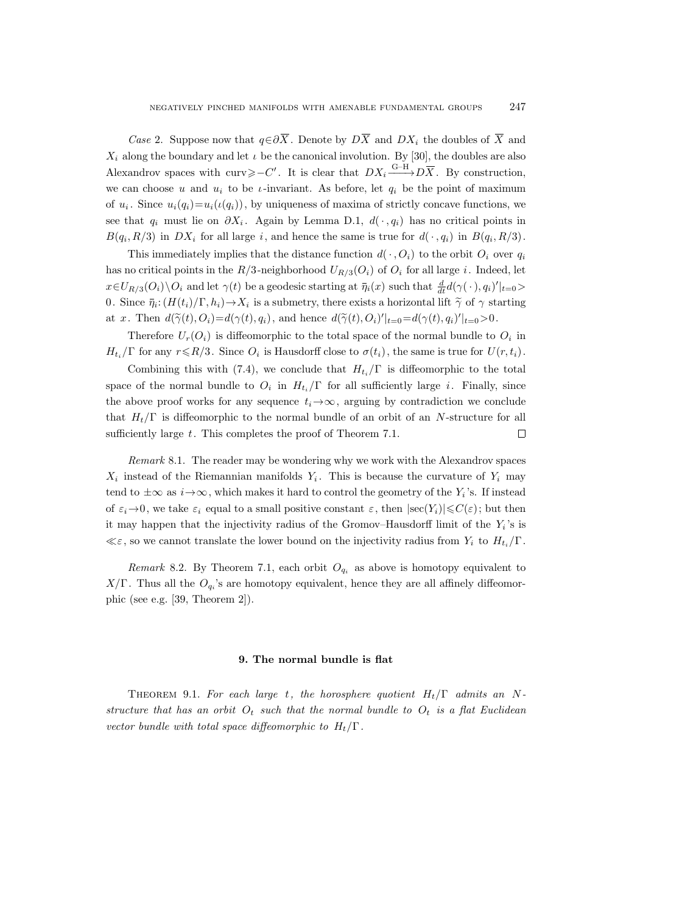*Case* 2. Suppose now that $q \in \partial \overline{X}$. Denote by $D\overline{X}$ and $DX_i$ the doubles of $\overline{X}$ and $X_i$ along the boundary and let $\iota$ be the canonical involution. By [30], the doubles are also Alexandrov spaces with curv$\geqslant -C'$. It is clear that $DX_i \xrightarrow{\text{G–H}} D\overline{X}$. By construction, we can choose $u$ and $u_i$ to be $\iota$-invariant. As before, let $q_i$ be the point of maximum of $u_i$. Since $u_i(q_i) = u_i(\iota(q_i))$, by uniqueness of maxima of strictly concave functions, we see that $q_i$ must lie on $\partial X_i$. Again by Lemma D.1, $d(\,\cdot\,, q_i)$ has no critical points in $B(q_i, R/3)$ in $DX_i$ for all large $i$, and hence the same is true for $d(\,\cdot\,, q_i)$ in $B(q_i, R/3)$.

This immediately implies that the distance function $d(\,\cdot\,, O_i)$ to the orbit $O_i$ over $q_i$ has no critical points in the $R/3$-neighborhood $U_{R/3}(O_i)$ of $O_i$ for all large $i$. Indeed, let $x \in U_{R/3}(O_i) \setminus O_i$ and let $\gamma(t)$ be a geodesic starting at $\bar{\eta}_i(x)$ such that $\frac{d}{dt} d(\gamma(\,\cdot\,), q_i)'|_{t=0} > 0$. Since $\bar{\eta}_i\colon (H(t_i)/\Gamma, h_i) \to X_i$ is a submetry, there exists a horizontal lift $\tilde{\gamma}$ of $\gamma$ starting at $x$. Then $d(\tilde{\gamma}(t), O_i) = d(\gamma(t), q_i)$, and hence $d(\tilde{\gamma}(t), O_i)'|_{t=0} = d(\gamma(t), q_i)'|_{t=0} > 0$.

Therefore $U_r(O_i)$ is diffeomorphic to the total space of the normal bundle to $O_i$ in $H_{t_i}/\Gamma$ for any $r \leqslant R/3$. Since $O_i$ is Hausdorff close to $\sigma(t_i)$, the same is true for $U(r, t_i)$.

Combining this with (7.4), we conclude that $H_{t_i}/\Gamma$ is diffeomorphic to the total space of the normal bundle to $O_i$ in $H_{t_i}/\Gamma$ for all sufficiently large $i$. Finally, since the above proof works for any sequence $t_i \to \infty$, arguing by contradiction we conclude that $H_t/\Gamma$ is diffeomorphic to the normal bundle of an orbit of an $N$-structure for all sufficiently large $t$. This completes the proof of Theorem 7.1. $\square$

*Remark* 8.1. The reader may be wondering why we work with the Alexandrov spaces $X_i$ instead of the Riemannian manifolds $Y_i$. This is because the curvature of $Y_i$ may tend to $\pm\infty$ as $i \to \infty$, which makes it hard to control the geometry of the $Y_i$'s. If instead of $\varepsilon_i \to 0$, we take $\varepsilon_i$ equal to a small positive constant $\varepsilon$, then $|\sec(Y_i)| \leqslant C(\varepsilon)$; but then it may happen that the injectivity radius of the Gromov–Hausdorff limit of the $Y_i$'s is $\ll \varepsilon$, so we cannot translate the lower bound on the injectivity radius from $Y_i$ to $H_{t_i}/\Gamma$.

*Remark* 8.2. By Theorem 7.1, each orbit $O_{q_i}$ as above is homotopy equivalent to $X/\Gamma$. Thus all the $O_{q_i}$'s are homotopy equivalent, hence they are all affinely diffeomorphic (see e.g. [39, Theorem 2]).

## 9. The normal bundle is flat

THEOREM 9.1. *For each large $t$, the horosphere quotient $H_t/\Gamma$ admits an $N$-structure that has an orbit $O_t$ such that the normal bundle to $O_t$ is a flat Euclidean vector bundle with total space diffeomorphic to $H_t/\Gamma$.*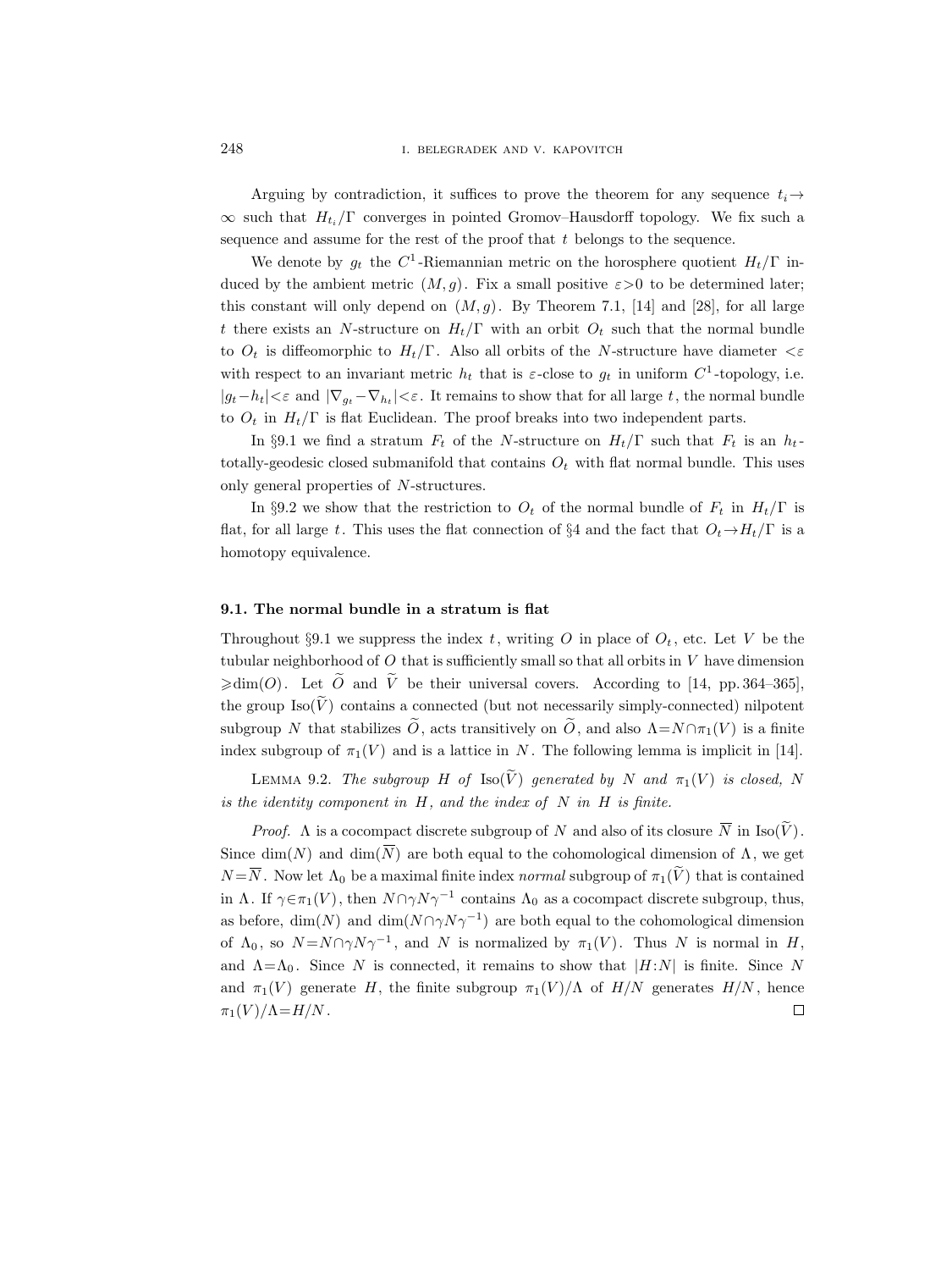Arguing by contradiction, it suffices to prove the theorem for any sequence $t_i \to \infty$ such that $H_{t_i}/\Gamma$ converges in pointed Gromov–Hausdorff topology. We fix such a sequence and assume for the rest of the proof that $t$ belongs to the sequence.

We denote by $g_t$ the $C^1$-Riemannian metric on the horosphere quotient $H_t/\Gamma$ induced by the ambient metric $(M, g)$. Fix a small positive $\varepsilon > 0$ to be determined later; this constant will only depend on $(M, g)$. By Theorem 7.1, [14] and [28], for all large $t$ there exists an $N$-structure on $H_t/\Gamma$ with an orbit $O_t$ such that the normal bundle to $O_t$ is diffeomorphic to $H_t/\Gamma$. Also all orbits of the $N$-structure have diameter $< \varepsilon$ with respect to an invariant metric $h_t$ that is $\varepsilon$-close to $g_t$ in uniform $C^1$-topology, i.e. $|g_t - h_t| < \varepsilon$ and $|\nabla_{g_t} - \nabla_{h_t}| < \varepsilon$. It remains to show that for all large $t$, the normal bundle to $O_t$ in $H_t/\Gamma$ is flat Euclidean. The proof breaks into two independent parts.

In §9.1 we find a stratum $F_t$ of the $N$-structure on $H_t/\Gamma$ such that $F_t$ is an $h_t$-totally-geodesic closed submanifold that contains $O_t$ with flat normal bundle. This uses only general properties of $N$-structures.

In §9.2 we show that the restriction to $O_t$ of the normal bundle of $F_t$ in $H_t/\Gamma$ is flat, for all large $t$. This uses the flat connection of §4 and the fact that $O_t \to H_t/\Gamma$ is a homotopy equivalence.

### 9.1. The normal bundle in a stratum is flat

Throughout §9.1 we suppress the index $t$, writing $O$ in place of $O_t$, etc. Let $V$ be the tubular neighborhood of $O$ that is sufficiently small so that all orbits in $V$ have dimension $\geqslant \dim(O)$. Let $\widetilde{O}$ and $\widetilde{V}$ be their universal covers. According to [14, pp. 364–365], the group $\mathrm{Iso}(\widetilde{V})$ contains a connected (but not necessarily simply-connected) nilpotent subgroup $N$ that stabilizes $\widetilde{O}$, acts transitively on $\widetilde{O}$, and also $\Lambda = N \cap \pi_1(V)$ is a finite index subgroup of $\pi_1(V)$ and is a lattice in $N$. The following lemma is implicit in [14].

Lemma 9.2. *The subgroup $H$ of $\mathrm{Iso}(\widetilde{V})$ generated by $N$ and $\pi_1(V)$ is closed, $N$ is the identity component in $H$, and the index of $N$ in $H$ is finite.*

*Proof.* $\Lambda$ is a cocompact discrete subgroup of $N$ and also of its closure $\overline{N}$ in $\mathrm{Iso}(\widetilde{V})$. Since $\dim(N)$ and $\dim(\overline{N})$ are both equal to the cohomological dimension of $\Lambda$, we get $N = \overline{N}$. Now let $\Lambda_0$ be a maximal finite index *normal* subgroup of $\pi_1(\widetilde{V})$ that is contained in $\Lambda$. If $\gamma \in \pi_1(V)$, then $N \cap \gamma N \gamma^{-1}$ contains $\Lambda_0$ as a cocompact discrete subgroup, thus, as before, $\dim(N)$ and $\dim(N \cap \gamma N \gamma^{-1})$ are both equal to the cohomological dimension of $\Lambda_0$, so $N = N \cap \gamma N \gamma^{-1}$, and $N$ is normalized by $\pi_1(V)$. Thus $N$ is normal in $H$, and $\Lambda = \Lambda_0$. Since $N$ is connected, it remains to show that $|H:N|$ is finite. Since $N$ and $\pi_1(V)$ generate $H$, the finite subgroup $\pi_1(V)/\Lambda$ of $H/N$ generates $H/N$, hence $\pi_1(V)/\Lambda = H/N$. □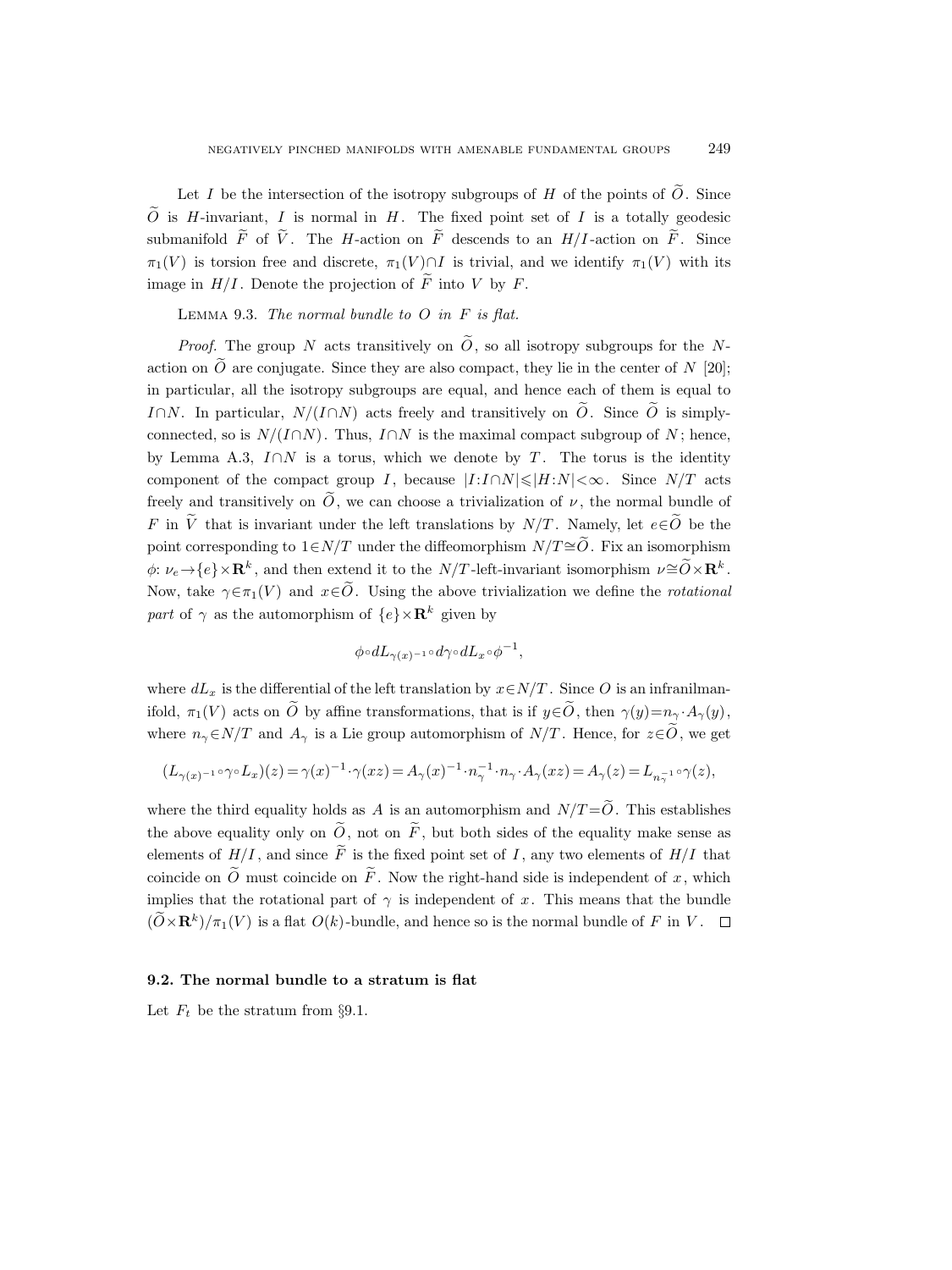Let $I$ be the intersection of the isotropy subgroups of $H$ of the points of $\widetilde{O}$. Since $\widetilde{O}$ is $H$-invariant, $I$ is normal in $H$. The fixed point set of $I$ is a totally geodesic submanifold $\widetilde{F}$ of $\widetilde{V}$. The $H$-action on $\widetilde{F}$ descends to an $H/I$-action on $\widetilde{F}$. Since $\pi_1(V)$ is torsion free and discrete, $\pi_1(V)\cap I$ is trivial, and we identify $\pi_1(V)$ with its image in $H/I$. Denote the projection of $\widetilde{F}$ into $V$ by $F$.

Lemma 9.3. *The normal bundle to $O$ in $F$ is flat.*

*Proof.* The group $N$ acts transitively on $\widetilde{O}$, so all isotropy subgroups for the $N$-action on $\widetilde{O}$ are conjugate. Since they are also compact, they lie in the center of $N$ [20]; in particular, all the isotropy subgroups are equal, and hence each of them is equal to $I\cap N$. In particular, $N/(I\cap N)$ acts freely and transitively on $\widetilde{O}$. Since $\widetilde{O}$ is simply-connected, so is $N/(I\cap N)$. Thus, $I\cap N$ is the maximal compact subgroup of $N$; hence, by Lemma A.3, $I\cap N$ is a torus, which we denote by $T$. The torus is the identity component of the compact group $I$, because $|I:I\cap N|\leqslant |H:N|<\infty$. Since $N/T$ acts freely and transitively on $\widetilde{O}$, we can choose a trivialization of $\nu$, the normal bundle of $F$ in $\widetilde{V}$ that is invariant under the left translations by $N/T$. Namely, let $e\in\widetilde{O}$ be the point corresponding to $1\in N/T$ under the diffeomorphism $N/T\cong\widetilde{O}$. Fix an isomorphism $\phi\colon \nu_e\to\{e\}\times\mathbf{R}^k$, and then extend it to the $N/T$-left-invariant isomorphism $\nu\cong\widetilde{O}\times\mathbf{R}^k$. Now, take $\gamma\in\pi_1(V)$ and $x\in\widetilde{O}$. Using the above trivialization we define the *rotational part* of $\gamma$ as the automorphism of $\{e\}\times\mathbf{R}^k$ given by

$$\phi\circ dL_{\gamma(x)^{-1}}\circ d\gamma\circ dL_x\circ\phi^{-1},$$

where $dL_x$ is the differential of the left translation by $x\in N/T$. Since $O$ is an infranilmanifold, $\pi_1(V)$ acts on $\widetilde{O}$ by affine transformations, that is if $y\in\widetilde{O}$, then $\gamma(y)=n_\gamma\cdot A_\gamma(y)$, where $n_\gamma\in N/T$ and $A_\gamma$ is a Lie group automorphism of $N/T$. Hence, for $z\in\widetilde{O}$, we get

$$(L_{\gamma(x)^{-1}}\circ\gamma\circ L_x)(z)=\gamma(x)^{-1}\cdot\gamma(xz)=A_\gamma(x)^{-1}\cdot n_\gamma^{-1}\cdot n_\gamma\cdot A_\gamma(xz)=A_\gamma(z)=L_{n_\gamma^{-1}}\circ\gamma(z),$$

where the third equality holds as $A$ is an automorphism and $N/T=\widetilde{O}$. This establishes the above equality only on $\widetilde{O}$, not on $\widetilde{F}$, but both sides of the equality make sense as elements of $H/I$, and since $\widetilde{F}$ is the fixed point set of $I$, any two elements of $H/I$ that coincide on $\widetilde{O}$ must coincide on $\widetilde{F}$. Now the right-hand side is independent of $x$, which implies that the rotational part of $\gamma$ is independent of $x$. This means that the bundle $(\widetilde{O}\times\mathbf{R}^k)/\pi_1(V)$ is a flat $O(k)$-bundle, and hence so is the normal bundle of $F$ in $V$. $\square$

### 9.2. The normal bundle to a stratum is flat

Let $F_t$ be the stratum from §9.1.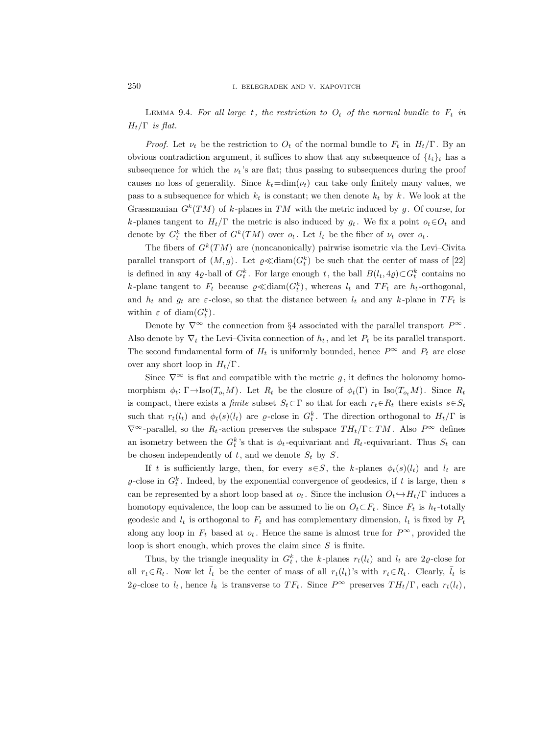**Lemma 9.4.** *For all large $t$, the restriction to $O_t$ of the normal bundle to $F_t$ in $H_t/\Gamma$ is flat.*

*Proof.* Let $\nu_t$ be the restriction to $O_t$ of the normal bundle to $F_t$ in $H_t/\Gamma$. By an obvious contradiction argument, it suffices to show that any subsequence of $\{t_i\}_i$ has a subsequence for which the $\nu_t$'s are flat; thus passing to subsequences during the proof causes no loss of generality. Since $k_t = \dim(\nu_t)$ can take only finitely many values, we pass to a subsequence for which $k_t$ is constant; we then denote $k_t$ by $k$. We look at the Grassmanian $G^k(TM)$ of $k$-planes in $TM$ with the metric induced by $g$. Of course, for $k$-planes tangent to $H_t/\Gamma$ the metric is also induced by $g_t$. We fix a point $o_t \in O_t$ and denote by $G_t^k$ the fiber of $G^k(TM)$ over $o_t$. Let $l_t$ be the fiber of $\nu_t$ over $o_t$.

The fibers of $G^k(TM)$ are (noncanonically) pairwise isometric via the Levi–Civita parallel transport of $(M, g)$. Let $\varrho \ll \operatorname{diam}(G_t^k)$ be such that the center of mass of [22] is defined in any $4\varrho$-ball of $G_t^k$. For large enough $t$, the ball $B(l_t, 4\varrho) \subset G_t^k$ contains no $k$-plane tangent to $F_t$ because $\varrho \ll \operatorname{diam}(G_t^k)$, whereas $l_t$ and $TF_t$ are $h_t$-orthogonal, and $h_t$ and $g_t$ are $\varepsilon$-close, so that the distance between $l_t$ and any $k$-plane in $TF_t$ is within $\varepsilon$ of $\operatorname{diam}(G_t^k)$.

Denote by $\nabla^\infty$ the connection from §4 associated with the parallel transport $P^\infty$. Also denote by $\nabla_t$ the Levi–Civita connection of $h_t$, and let $P_t$ be its parallel transport. The second fundamental form of $H_t$ is uniformly bounded, hence $P^\infty$ and $P_t$ are close over any short loop in $H_t/\Gamma$.

Since $\nabla^\infty$ is flat and compatible with the metric $g$, it defines the holonomy homomorphism $\phi_t \colon \Gamma \to \operatorname{Iso}(T_{o_t}M)$. Let $R_t$ be the closure of $\phi_t(\Gamma)$ in $\operatorname{Iso}(T_{o_t}M)$. Since $R_t$ is compact, there exists a *finite* subset $S_t \subset \Gamma$ so that for each $r_t \in R_t$ there exists $s \in S_t$ such that $r_t(l_t)$ and $\phi_t(s)(l_t)$ are $\varrho$-close in $G_t^k$. The direction orthogonal to $H_t/\Gamma$ is $\nabla^\infty$-parallel, so the $R_t$-action preserves the subspace $TH_t/\Gamma \subset TM$. Also $P^\infty$ defines an isometry between the $G_t^k$'s that is $\phi_t$-equivariant and $R_t$-equivariant. Thus $S_t$ can be chosen independently of $t$, and we denote $S_t$ by $S$.

If $t$ is sufficiently large, then, for every $s \in S$, the $k$-planes $\phi_t(s)(l_t)$ and $l_t$ are $\varrho$-close in $G_t^k$. Indeed, by the exponential convergence of geodesics, if $t$ is large, then $s$ can be represented by a short loop based at $o_t$. Since the inclusion $O_t \hookrightarrow H_t/\Gamma$ induces a homotopy equivalence, the loop can be assumed to lie on $O_t \subset F_t$. Since $F_t$ is $h_t$-totally geodesic and $l_t$ is orthogonal to $F_t$ and has complementary dimension, $l_t$ is fixed by $P_t$ along any loop in $F_t$ based at $o_t$. Hence the same is almost true for $P^\infty$, provided the loop is short enough, which proves the claim since $S$ is finite.

Thus, by the triangle inequality in $G_t^k$, the $k$-planes $r_t(l_t)$ and $l_t$ are $2\varrho$-close for all $r_t \in R_t$. Now let $\bar{l}_t$ be the center of mass of all $r_t(l_t)$'s with $r_t \in R_t$. Clearly, $\bar{l}_t$ is $2\varrho$-close to $l_t$, hence $\bar{l}_k$ is transverse to $TF_t$. Since $P^\infty$ preserves $TH_t/\Gamma$, each $r_t(l_t)$,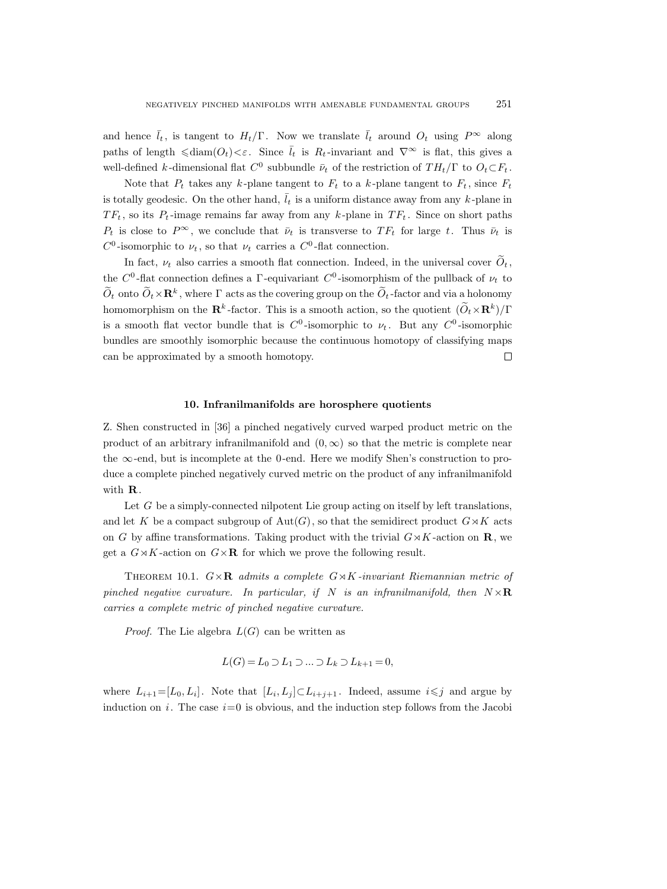and hence $\bar{l}_t$, is tangent to $H_t/\Gamma$. Now we translate $\bar{l}_t$ around $O_t$ using $P^\infty$ along paths of length $\leqslant \operatorname{diam}(O_t) < \varepsilon$. Since $\bar{l}_t$ is $R_t$-invariant and $\nabla^\infty$ is flat, this gives a well-defined $k$-dimensional flat $C^0$ subbundle $\bar{\nu}_t$ of the restriction of $TH_t/\Gamma$ to $O_t \subset F_t$.

Note that $P_t$ takes any $k$-plane tangent to $F_t$ to a $k$-plane tangent to $F_t$, since $F_t$ is totally geodesic. On the other hand, $\bar{l}_t$ is a uniform distance away from any $k$-plane in $TF_t$, so its $P_t$-image remains far away from any $k$-plane in $TF_t$. Since on short paths $P_t$ is close to $P^\infty$, we conclude that $\bar{\nu}_t$ is transverse to $TF_t$ for large $t$. Thus $\bar{\nu}_t$ is $C^0$-isomorphic to $\nu_t$, so that $\nu_t$ carries a $C^0$-flat connection.

In fact, $\nu_t$ also carries a smooth flat connection. Indeed, in the universal cover $\widetilde{O}_t$, the $C^0$-flat connection defines a $\Gamma$-equivariant $C^0$-isomorphism of the pullback of $\nu_t$ to $\widetilde{O}_t$ onto $\widetilde{O}_t \times \mathbf{R}^k$, where $\Gamma$ acts as the covering group on the $\widetilde{O}_t$-factor and via a holonomy homomorphism on the $\mathbf{R}^k$-factor. This is a smooth action, so the quotient $(\widetilde{O}_t \times \mathbf{R}^k)/\Gamma$ is a smooth flat vector bundle that is $C^0$-isomorphic to $\nu_t$. But any $C^0$-isomorphic bundles are smoothly isomorphic because the continuous homotopy of classifying maps can be approximated by a smooth homotopy. $\square$

## 10. Infranilmanifolds are horosphere quotients

Z. Shen constructed in [36] a pinched negatively curved warped product metric on the product of an arbitrary infranilmanifold and $(0, \infty)$ so that the metric is complete near the $\infty$-end, but is incomplete at the 0-end. Here we modify Shen's construction to produce a complete pinched negatively curved metric on the product of any infranilmanifold with $\mathbf{R}$.

Let $G$ be a simply-connected nilpotent Lie group acting on itself by left translations, and let $K$ be a compact subgroup of $\operatorname{Aut}(G)$, so that the semidirect product $G \rtimes K$ acts on $G$ by affine transformations. Taking product with the trivial $G \rtimes K$-action on $\mathbf{R}$, we get a $G \rtimes K$-action on $G \times \mathbf{R}$ for which we prove the following result.

Theorem 10.1. *$G \times \mathbf{R}$ admits a complete $G \rtimes K$-invariant Riemannian metric of pinched negative curvature. In particular, if $N$ is an infranilmanifold, then $N \times \mathbf{R}$ carries a complete metric of pinched negative curvature.*

*Proof.* The Lie algebra $L(G)$ can be written as

$$L(G) = L_0 \supset L_1 \supset \ldots \supset L_k \supset L_{k+1} = 0,$$

where $L_{i+1} = [L_0, L_i]$. Note that $[L_i, L_j] \subset L_{i+j+1}$. Indeed, assume $i \leqslant j$ and argue by induction on $i$. The case $i=0$ is obvious, and the induction step follows from the Jacobi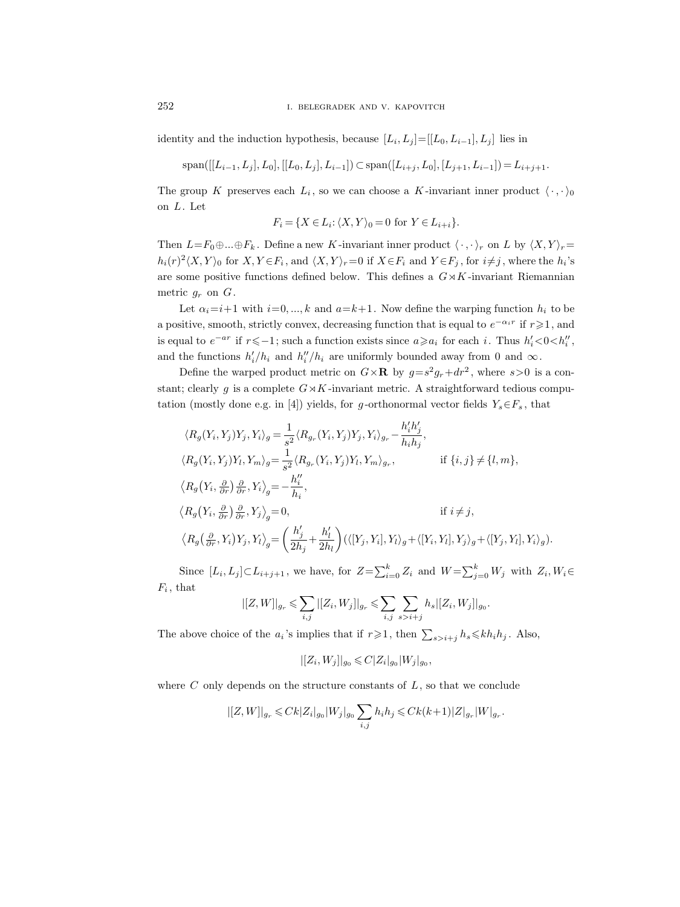identity and the induction hypothesis, because $[L_i, L_j]=[[L_0, L_{i-1}], L_j]$ lies in

$$\mathrm{span}([[L_{i-1}, L_j], L_0], [[L_0, L_j], L_{i-1}]) \subset \mathrm{span}([L_{i+j}, L_0], [L_{j+1}, L_{i-1}]) = L_{i+j+1}.$$

The group $K$ preserves each $L_i$, so we can choose a $K$-invariant inner product $\langle\cdot,\cdot\rangle_0$ on $L$. Let

$$F_i = \{X \in L_i : \langle X, Y\rangle_0 = 0 \text{ for } Y \in L_{i+i}\}.$$

Then $L=F_0\oplus...\oplus F_k$. Define a new $K$-invariant inner product $\langle\cdot,\cdot\rangle_r$ on $L$ by $\langle X,Y\rangle_r = h_i(r)^2\langle X,Y\rangle_0$ for $X,Y\in F_i$, and $\langle X,Y\rangle_r=0$ if $X\in F_i$ and $Y\in F_j$, for $i\neq j$, where the $h_i$'s are some positive functions defined below. This defines a $G\rtimes K$-invariant Riemannian metric $g_r$ on $G$.

Let $\alpha_i=i+1$ with $i=0,...,k$ and $a=k+1$. Now define the warping function $h_i$ to be a positive, smooth, strictly convex, decreasing function that is equal to $e^{-\alpha_i r}$ if $r\geqslant 1$, and is equal to $e^{-ar}$ if $r\leqslant -1$; such a function exists since $a\geqslant a_i$ for each $i$. Thus $h_i'<0<h_i''$, and the functions $h_i'/h_i$ and $h_i''/h_i$ are uniformly bounded away from 0 and $\infty$.

Define the warped product metric on $G\times\mathbf{R}$ by $g=s^2g_r+dr^2$, where $s>0$ is a constant; clearly $g$ is a complete $G\rtimes K$-invariant metric. A straightforward tedious computation (mostly done e.g. in [4]) yields, for $g$-orthonormal vector fields $Y_s\in F_s$, that

$$\begin{aligned}
\langle R_g(Y_i,Y_j)Y_j,Y_i\rangle_g &= \frac{1}{s^2}\langle R_{g_r}(Y_i,Y_j)Y_j,Y_i\rangle_{g_r} - \frac{h_i'h_j'}{h_ih_j}, && \\
\langle R_g(Y_i,Y_j)Y_l,Y_m\rangle_g &= \frac{1}{s^2}\langle R_{g_r}(Y_i,Y_j)Y_l,Y_m\rangle_{g_r}, && \text{if } \{i,j\}\neq\{l,m\}, \\
\left\langle R_g\!\left(Y_i,\tfrac{\partial}{\partial r}\right)\tfrac{\partial}{\partial r},Y_i\right\rangle_g &= -\frac{h_i''}{h_i}, && \\
\left\langle R_g\!\left(Y_i,\tfrac{\partial}{\partial r}\right)\tfrac{\partial}{\partial r},Y_j\right\rangle_g &= 0, && \text{if } i\neq j, \\
\left\langle R_g\!\left(\tfrac{\partial}{\partial r},Y_i\right)Y_j,Y_l\right\rangle_g &= \left(\frac{h_j'}{2h_j}+\frac{h_l'}{2h_l}\right)(\langle [Y_j,Y_i],Y_l\rangle_g + \langle [Y_i,Y_l],Y_j\rangle_g + \langle [Y_j,Y_l],Y_i\rangle_g).
\end{aligned}$$

Since $[L_i,L_j]\subset L_{i+j+1}$, we have, for $Z=\sum_{i=0}^k Z_i$ and $W=\sum_{j=0}^k W_j$ with $Z_i,W_i\in F_i$, that

$$|[Z,W]|_{g_r} \leqslant \sum_{i,j}|[Z_i,W_j]|_{g_r} \leqslant \sum_{i,j}\sum_{s>i+j} h_s|[Z_i,W_j]|_{g_0}.$$

The above choice of the $a_i$'s implies that if $r\geqslant 1$, then $\sum_{s>i+j}h_s\leqslant kh_ih_j$. Also,

$$|[Z_i,W_j]|_{g_0}\leqslant C|Z_i|_{g_0}|W_j|_{g_0},$$

where $C$ only depends on the structure constants of $L$, so that we conclude

$$|[Z,W]|_{g_r}\leqslant Ck|Z_i|_{g_0}|W_j|_{g_0}\sum_{i,j}h_ih_j\leqslant Ck(k+1)|Z|_{g_r}|W|_{g_r}.$$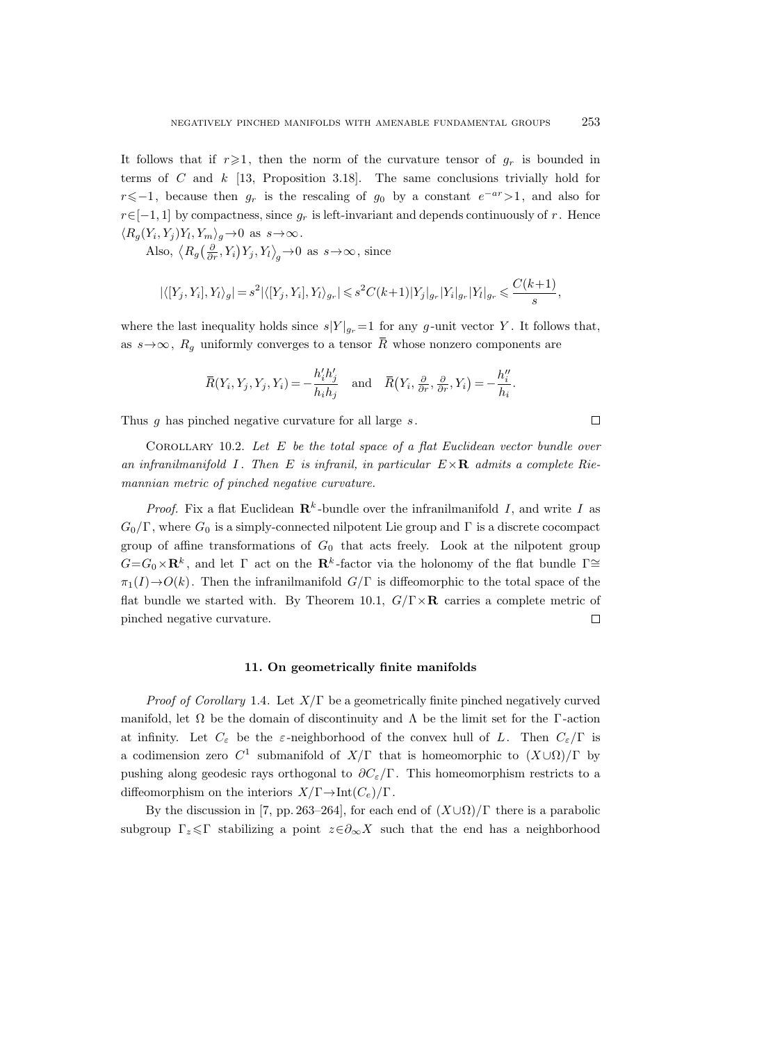It follows that if $r \geqslant 1$, then the norm of the curvature tensor of $g_r$ is bounded in terms of $C$ and $k$ [13, Proposition 3.18]. The same conclusions trivially hold for $r \leqslant -1$, because then $g_r$ is the rescaling of $g_0$ by a constant $e^{-ar} > 1$, and also for $r \in [-1, 1]$ by compactness, since $g_r$ is left-invariant and depends continuously of $r$. Hence $\langle R_g(Y_i, Y_j)Y_l, Y_m \rangle_g \to 0$ as $s \to \infty$.

Also, $\left\langle R_g\left(\frac{\partial}{\partial r}, Y_i\right) Y_j, Y_l \right\rangle_g \to 0$ as $s \to \infty$, since

$$|\langle [Y_j, Y_i], Y_l \rangle_g| = s^2 |\langle [Y_j, Y_i], Y_l \rangle_{g_r}| \leqslant s^2 C(k+1) |Y_j|_{g_r} |Y_i|_{g_r} |Y_l|_{g_r} \leqslant \frac{C(k+1)}{s},$$

where the last inequality holds since $s|Y|_{g_r} = 1$ for any $g$-unit vector $Y$. It follows that, as $s \to \infty$, $R_g$ uniformly converges to a tensor $\overline{R}$ whose nonzero components are

$$\overline{R}(Y_i, Y_j, Y_j, Y_i) = -\frac{h_i' h_j'}{h_i h_j} \quad \text{and} \quad \overline{R}\left(Y_i, \tfrac{\partial}{\partial r}, \tfrac{\partial}{\partial r}, Y_i\right) = -\frac{h_i''}{h_i}.$$

Thus $g$ has pinched negative curvature for all large $s$. $\square$

Corollary 10.2. *Let $E$ be the total space of a flat Euclidean vector bundle over an infranilmanifold $I$. Then $E$ is infranil, in particular $E \times \mathbf{R}$ admits a complete Riemannian metric of pinched negative curvature.*

*Proof.* Fix a flat Euclidean $\mathbf{R}^k$-bundle over the infranilmanifold $I$, and write $I$ as $G_0/\Gamma$, where $G_0$ is a simply-connected nilpotent Lie group and $\Gamma$ is a discrete cocompact group of affine transformations of $G_0$ that acts freely. Look at the nilpotent group $G = G_0 \times \mathbf{R}^k$, and let $\Gamma$ act on the $\mathbf{R}^k$-factor via the holonomy of the flat bundle $\Gamma \cong \pi_1(I) \to O(k)$. Then the infranilmanifold $G/\Gamma$ is diffeomorphic to the total space of the flat bundle we started with. By Theorem 10.1, $G/\Gamma \times \mathbf{R}$ carries a complete metric of pinched negative curvature. $\square$

## 11. On geometrically finite manifolds

*Proof of Corollary* 1.4. Let $X/\Gamma$ be a geometrically finite pinched negatively curved manifold, let $\Omega$ be the domain of discontinuity and $\Lambda$ be the limit set for the $\Gamma$-action at infinity. Let $C_\varepsilon$ be the $\varepsilon$-neighborhood of the convex hull of $L$. Then $C_\varepsilon/\Gamma$ is a codimension zero $C^1$ submanifold of $X/\Gamma$ that is homeomorphic to $(X \cup \Omega)/\Gamma$ by pushing along geodesic rays orthogonal to $\partial C_\varepsilon/\Gamma$. This homeomorphism restricts to a diffeomorphism on the interiors $X/\Gamma \to \mathrm{Int}(C_e)/\Gamma$.

By the discussion in [7, pp. 263–264], for each end of $(X \cup \Omega)/\Gamma$ there is a parabolic subgroup $\Gamma_z \leqslant \Gamma$ stabilizing a point $z \in \partial_\infty X$ such that the end has a neighborhood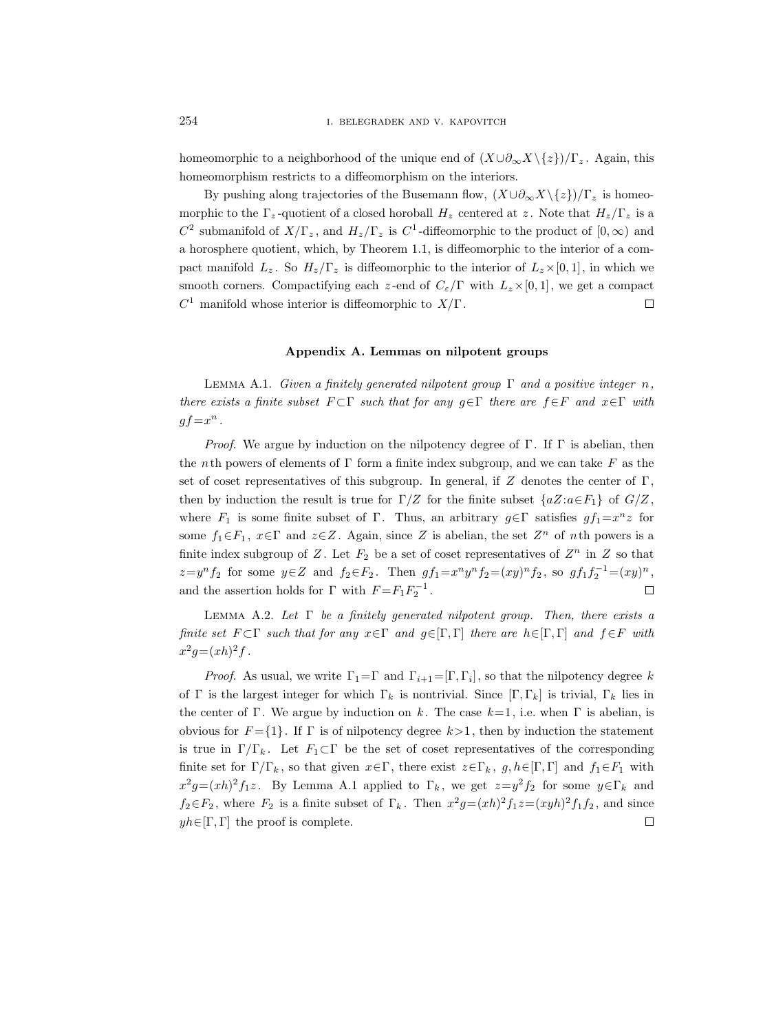homeomorphic to a neighborhood of the unique end of $(X \cup \partial_\infty X \setminus \{z\})/\Gamma_z$. Again, this homeomorphism restricts to a diffeomorphism on the interiors.

By pushing along trajectories of the Busemann flow, $(X \cup \partial_\infty X \setminus \{z\})/\Gamma_z$ is homeomorphic to the $\Gamma_z$-quotient of a closed horoball $H_z$ centered at $z$. Note that $H_z/\Gamma_z$ is a $C^2$ submanifold of $X/\Gamma_z$, and $H_z/\Gamma_z$ is $C^1$-diffeomorphic to the product of $[0,\infty)$ and a horosphere quotient, which, by Theorem 1.1, is diffeomorphic to the interior of a compact manifold $L_z$. So $H_z/\Gamma_z$ is diffeomorphic to the interior of $L_z \times [0,1]$, in which we smooth corners. Compactifying each $z$-end of $C_\varepsilon/\Gamma$ with $L_z \times [0,1]$, we get a compact $C^1$ manifold whose interior is diffeomorphic to $X/\Gamma$. $\square$

## Appendix A. Lemmas on nilpotent groups

Lemma A.1. *Given a finitely generated nilpotent group $\Gamma$ and a positive integer $n$, there exists a finite subset $F \subset \Gamma$ such that for any $g \in \Gamma$ there are $f \in F$ and $x \in \Gamma$ with $gf = x^n$.*

*Proof.* We argue by induction on the nilpotency degree of $\Gamma$. If $\Gamma$ is abelian, then the $n$th powers of elements of $\Gamma$ form a finite index subgroup, and we can take $F$ as the set of coset representatives of this subgroup. In general, if $Z$ denotes the center of $\Gamma$, then by induction the result is true for $\Gamma/Z$ for the finite subset $\{aZ : a \in F_1\}$ of $G/Z$, where $F_1$ is some finite subset of $\Gamma$. Thus, an arbitrary $g \in \Gamma$ satisfies $gf_1 = x^n z$ for some $f_1 \in F_1$, $x \in \Gamma$ and $z \in Z$. Again, since $Z$ is abelian, the set $Z^n$ of $n$th powers is a finite index subgroup of $Z$. Let $F_2$ be a set of coset representatives of $Z^n$ in $Z$ so that $z = y^n f_2$ for some $y \in Z$ and $f_2 \in F_2$. Then $gf_1 = x^n y^n f_2 = (xy)^n f_2$, so $gf_1 f_2^{-1} = (xy)^n$, and the assertion holds for $\Gamma$ with $F = F_1 F_2^{-1}$. $\square$

Lemma A.2. *Let $\Gamma$ be a finitely generated nilpotent group. Then, there exists a finite set $F \subset \Gamma$ such that for any $x \in \Gamma$ and $g \in [\Gamma, \Gamma]$ there are $h \in [\Gamma, \Gamma]$ and $f \in F$ with $x^2 g = (xh)^2 f$.*

*Proof.* As usual, we write $\Gamma_1 = \Gamma$ and $\Gamma_{i+1} = [\Gamma, \Gamma_i]$, so that the nilpotency degree $k$ of $\Gamma$ is the largest integer for which $\Gamma_k$ is nontrivial. Since $[\Gamma, \Gamma_k]$ is trivial, $\Gamma_k$ lies in the center of $\Gamma$. We argue by induction on $k$. The case $k=1$, i.e. when $\Gamma$ is abelian, is obvious for $F = \{1\}$. If $\Gamma$ is of nilpotency degree $k > 1$, then by induction the statement is true in $\Gamma/\Gamma_k$. Let $F_1 \subset \Gamma$ be the set of coset representatives of the corresponding finite set for $\Gamma/\Gamma_k$, so that given $x \in \Gamma$, there exist $z \in \Gamma_k$, $g, h \in [\Gamma, \Gamma]$ and $f_1 \in F_1$ with $x^2 g = (xh)^2 f_1 z$. By Lemma A.1 applied to $\Gamma_k$, we get $z = y^2 f_2$ for some $y \in \Gamma_k$ and $f_2 \in F_2$, where $F_2$ is a finite subset of $\Gamma_k$. Then $x^2 g = (xh)^2 f_1 z = (xyh)^2 f_1 f_2$, and since $yh \in [\Gamma, \Gamma]$ the proof is complete. $\square$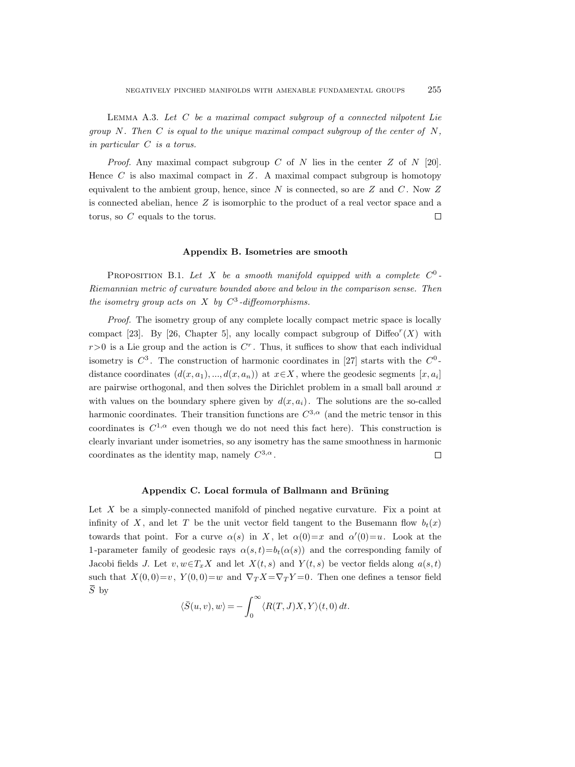Lemma A.3. *Let $C$ be a maximal compact subgroup of a connected nilpotent Lie group $N$. Then $C$ is equal to the unique maximal compact subgroup of the center of $N$, in particular $C$ is a torus.*

*Proof.* Any maximal compact subgroup $C$ of $N$ lies in the center $Z$ of $N$ [20]. Hence $C$ is also maximal compact in $Z$. A maximal compact subgroup is homotopy equivalent to the ambient group, hence, since $N$ is connected, so are $Z$ and $C$. Now $Z$ is connected abelian, hence $Z$ is isomorphic to the product of a real vector space and a torus, so $C$ equals to the torus. □

## Appendix B. Isometries are smooth

Proposition B.1. *Let $X$ be a smooth manifold equipped with a complete $C^0$-Riemannian metric of curvature bounded above and below in the comparison sense. Then the isometry group acts on $X$ by $C^3$-diffeomorphisms.*

*Proof.* The isometry group of any complete locally compact metric space is locally compact [23]. By [26, Chapter 5], any locally compact subgroup of $\mathrm{Diffeo}^r(X)$ with $r>0$ is a Lie group and the action is $C^r$. Thus, it suffices to show that each individual isometry is $C^3$. The construction of harmonic coordinates in [27] starts with the $C^0$-distance coordinates $(d(x,a_1),...,d(x,a_n))$ at $x\in X$, where the geodesic segments $[x,a_i]$ are pairwise orthogonal, and then solves the Dirichlet problem in a small ball around $x$ with values on the boundary sphere given by $d(x,a_i)$. The solutions are the so-called harmonic coordinates. Their transition functions are $C^{3,\alpha}$ (and the metric tensor in this coordinates is $C^{1,\alpha}$ even though we do not need this fact here). This construction is clearly invariant under isometries, so any isometry has the same smoothness in harmonic coordinates as the identity map, namely $C^{3,\alpha}$. □

## Appendix C. Local formula of Ballmann and Brüning

Let $X$ be a simply-connected manifold of pinched negative curvature. Fix a point at infinity of $X$, and let $T$ be the unit vector field tangent to the Busemann flow $b_t(x)$ towards that point. For a curve $\alpha(s)$ in $X$, let $\alpha(0)=x$ and $\alpha'(0)=u$. Look at the 1-parameter family of geodesic rays $\alpha(s,t)=b_t(\alpha(s))$ and the corresponding family of Jacobi fields $J$. Let $v,w\in T_xX$ and let $X(t,s)$ and $Y(t,s)$ be vector fields along $a(s,t)$ such that $X(0,0)=v$, $Y(0,0)=w$ and $\nabla_T X=\nabla_T Y=0$. Then one defines a tensor field $\bar{S}$ by

$$\langle \bar{S}(u,v),w\rangle = -\int_0^\infty \langle R(T,J)X,Y\rangle(t,0)\,dt.$$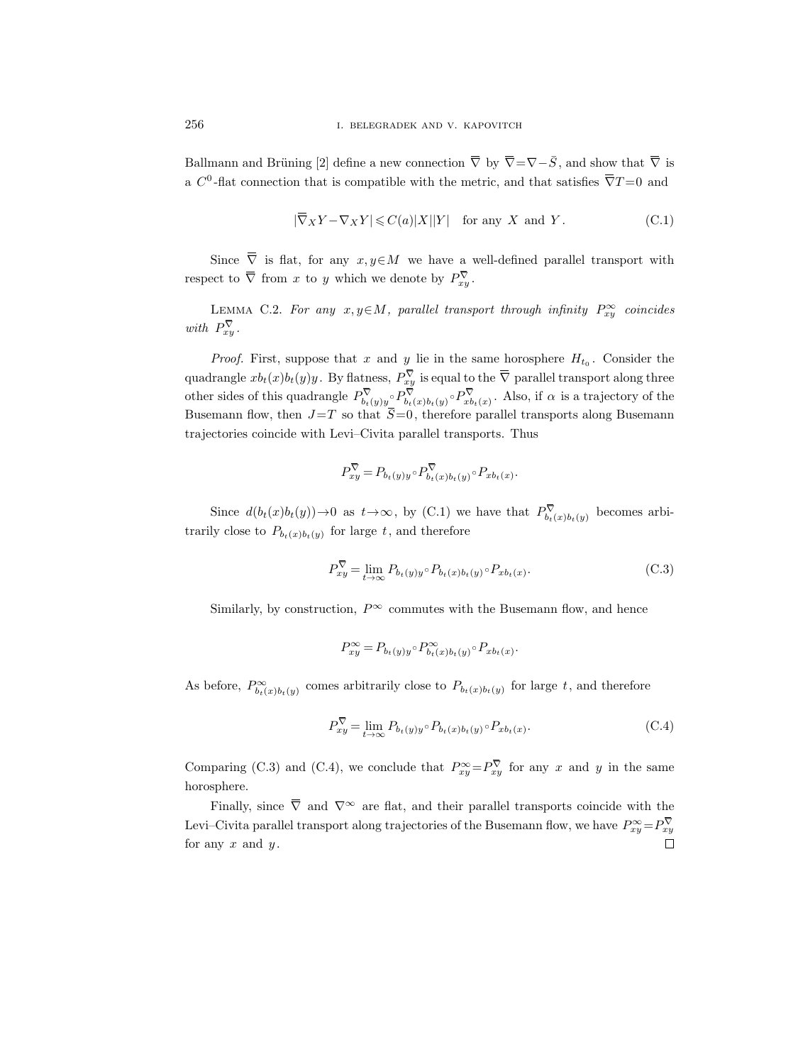Ballmann and Brüning [2] define a new connection $\overline{\nabla}$ by $\overline{\nabla}=\nabla-\bar{S}$, and show that $\overline{\nabla}$ is a $C^0$-flat connection that is compatible with the metric, and that satisfies $\overline{\nabla}T=0$ and

$$|\overline{\nabla}_X Y-\nabla_X Y|\leqslant C(a)|X||Y| \quad \text{for any } X \text{ and } Y. \tag{C.1}$$

Since $\overline{\nabla}$ is flat, for any $x,y\in M$ we have a well-defined parallel transport with respect to $\overline{\nabla}$ from $x$ to $y$ which we denote by $P^{\overline{\nabla}}_{xy}$.

Lemma C.2. *For any $x,y\in M$, parallel transport through infinity $P^\infty_{xy}$ coincides with $P^{\overline{\nabla}}_{xy}$.*

*Proof.* First, suppose that $x$ and $y$ lie in the same horosphere $H_{t_0}$. Consider the quadrangle $xb_t(x)b_t(y)y$. By flatness, $P^{\overline{\nabla}}_{xy}$ is equal to the $\overline{\nabla}$ parallel transport along three other sides of this quadrangle $P^{\overline{\nabla}}_{b_t(y)y}\circ P^{\overline{\nabla}}_{b_t(x)b_t(y)}\circ P^{\overline{\nabla}}_{xb_t(x)}$. Also, if $\alpha$ is a trajectory of the Busemann flow, then $J=T$ so that $\overline{S}=0$, therefore parallel transports along Busemann trajectories coincide with Levi–Civita parallel transports. Thus

$$P^{\overline{\nabla}}_{xy}=P_{b_t(y)y}\circ P^{\overline{\nabla}}_{b_t(x)b_t(y)}\circ P_{xb_t(x)}.$$

Since $d(b_t(x)b_t(y))\to 0$ as $t\to\infty$, by (C.1) we have that $P^{\overline{\nabla}}_{b_t(x)b_t(y)}$ becomes arbitrarily close to $P_{b_t(x)b_t(y)}$ for large $t$, and therefore

$$P^{\overline{\nabla}}_{xy}=\lim_{t\to\infty}P_{b_t(y)y}\circ P_{b_t(x)b_t(y)}\circ P_{xb_t(x)}. \tag{C.3}$$

Similarly, by construction, $P^\infty$ commutes with the Busemann flow, and hence

$$P^\infty_{xy}=P_{b_t(y)y}\circ P^\infty_{b_t(x)b_t(y)}\circ P_{xb_t(x)}.$$

As before, $P^\infty_{b_t(x)b_t(y)}$ comes arbitrarily close to $P_{b_t(x)b_t(y)}$ for large $t$, and therefore

$$P^{\overline{\nabla}}_{xy}=\lim_{t\to\infty}P_{b_t(y)y}\circ P_{b_t(x)b_t(y)}\circ P_{xb_t(x)}. \tag{C.4}$$

Comparing (C.3) and (C.4), we conclude that $P^\infty_{xy}=P^{\overline{\nabla}}_{xy}$ for any $x$ and $y$ in the same horosphere.

Finally, since $\overline{\nabla}$ and $\nabla^\infty$ are flat, and their parallel transports coincide with the Levi–Civita parallel transport along trajectories of the Busemann flow, we have $P^\infty_{xy}=P^{\overline{\nabla}}_{xy}$ for any $x$ and $y$. □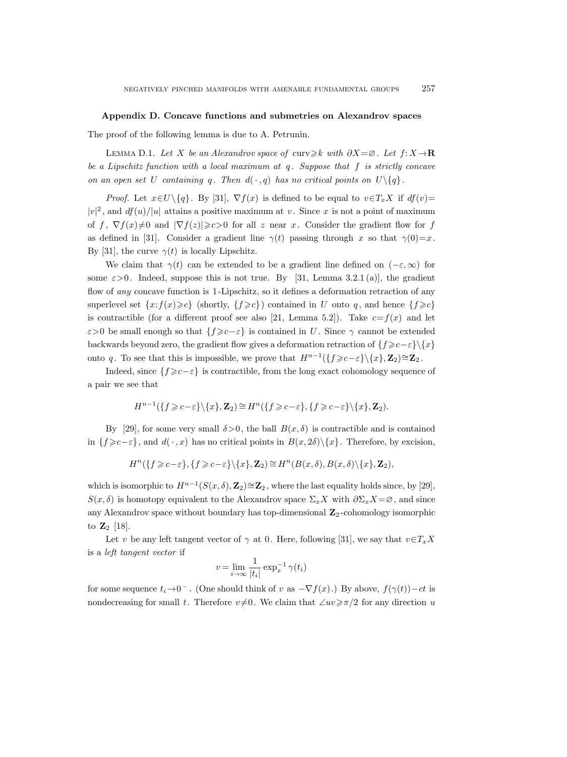## Appendix D. Concave functions and submetries on Alexandrov spaces

The proof of the following lemma is due to A. Petrunin.

Lemma D.1. *Let $X$ be an Alexandrov space of* curv$\geqslant k$ *with $\partial X=\varnothing$. Let $f\colon X\to\mathbf{R}$ be a Lipschitz function with a local maximum at $q$. Suppose that $f$ is strictly concave on an open set $U$ containing $q$. Then $d(\,\cdot\,,q)$ has no critical points on $U\backslash\{q\}$.*

*Proof.* Let $x\in U\backslash\{q\}$. By [31], $\nabla f(x)$ is defined to be equal to $v\in T_xX$ if $df(v)=|v|^2$, and $df(u)/|u|$ attains a positive maximum at $v$. Since $x$ is not a point of maximum of $f$, $\nabla f(x)\neq 0$ and $|\nabla f(z)|\geqslant c>0$ for all $z$ near $x$. Consider the gradient flow for $f$ as defined in [31]. Consider a gradient line $\gamma(t)$ passing through $x$ so that $\gamma(0)=x$. By [31], the curve $\gamma(t)$ is locally Lipschitz.

We claim that $\gamma(t)$ can be extended to be a gradient line defined on $(-\varepsilon,\infty)$ for some $\varepsilon>0$. Indeed, suppose this is not true. By [31, Lemma 3.2.1 (a)], the gradient flow of *any* concave function is 1-Lipschitz, so it defines a deformation retraction of any superlevel set $\{x:f(x)\geqslant c\}$ (shortly, $\{f\geqslant c\}$) contained in $U$ onto $q$, and hence $\{f\geqslant c\}$ is contractible (for a different proof see also [21, Lemma 5.2]). Take $c=f(x)$ and let $\varepsilon>0$ be small enough so that $\{f\geqslant c-\varepsilon\}$ is contained in $U$. Since $\gamma$ cannot be extended backwards beyond zero, the gradient flow gives a deformation retraction of $\{f\geqslant c-\varepsilon\}\backslash\{x\}$ onto $q$. To see that this is impossible, we prove that $H^{n-1}(\{f\geqslant c-\varepsilon\}\backslash\{x\},\mathbf{Z}_2)\cong\mathbf{Z}_2$.

Indeed, since $\{f\geqslant c-\varepsilon\}$ is contractible, from the long exact cohomology sequence of a pair we see that

$$H^{n-1}(\{f\geqslant c-\varepsilon\}\backslash\{x\},\mathbf{Z}_2)\cong H^n(\{f\geqslant c-\varepsilon\},\{f\geqslant c-\varepsilon\}\backslash\{x\},\mathbf{Z}_2).$$

By [29], for some very small $\delta>0$, the ball $B(x,\delta)$ is contractible and is contained in $\{f\geqslant c-\varepsilon\}$, and $d(\,\cdot\,,x)$ has no critical points in $B(x,2\delta)\backslash\{x\}$. Therefore, by excision,

$$H^n(\{f\geqslant c-\varepsilon\},\{f\geqslant c-\varepsilon\}\backslash\{x\},\mathbf{Z}_2)\cong H^n(B(x,\delta),B(x,\delta)\backslash\{x\},\mathbf{Z}_2),$$

which is isomorphic to $H^{n-1}(S(x,\delta),\mathbf{Z}_2)\cong\mathbf{Z}_2$, where the last equality holds since, by [29], $S(x,\delta)$ is homotopy equivalent to the Alexandrov space $\Sigma_xX$ with $\partial\Sigma_xX=\varnothing$, and since any Alexandrov space without boundary has top-dimensional $\mathbf{Z}_2$-cohomology isomorphic to $\mathbf{Z}_2$ [18].

Let $v$ be any left tangent vector of $\gamma$ at $0$. Here, following [31], we say that $v\in T_xX$ is a *left tangent vector* if

$$v=\lim_{i\to\infty}\frac{1}{|t_i|}\exp_x^{-1}\gamma(t_i)$$

for some sequence $t_i\to 0^-$. (One should think of $v$ as $-\nabla f(x)$.) By above, $f(\gamma(t))-ct$ is nondecreasing for small $t$. Therefore $v\neq 0$. We claim that $\angle uv\geqslant\pi/2$ for any direction $u$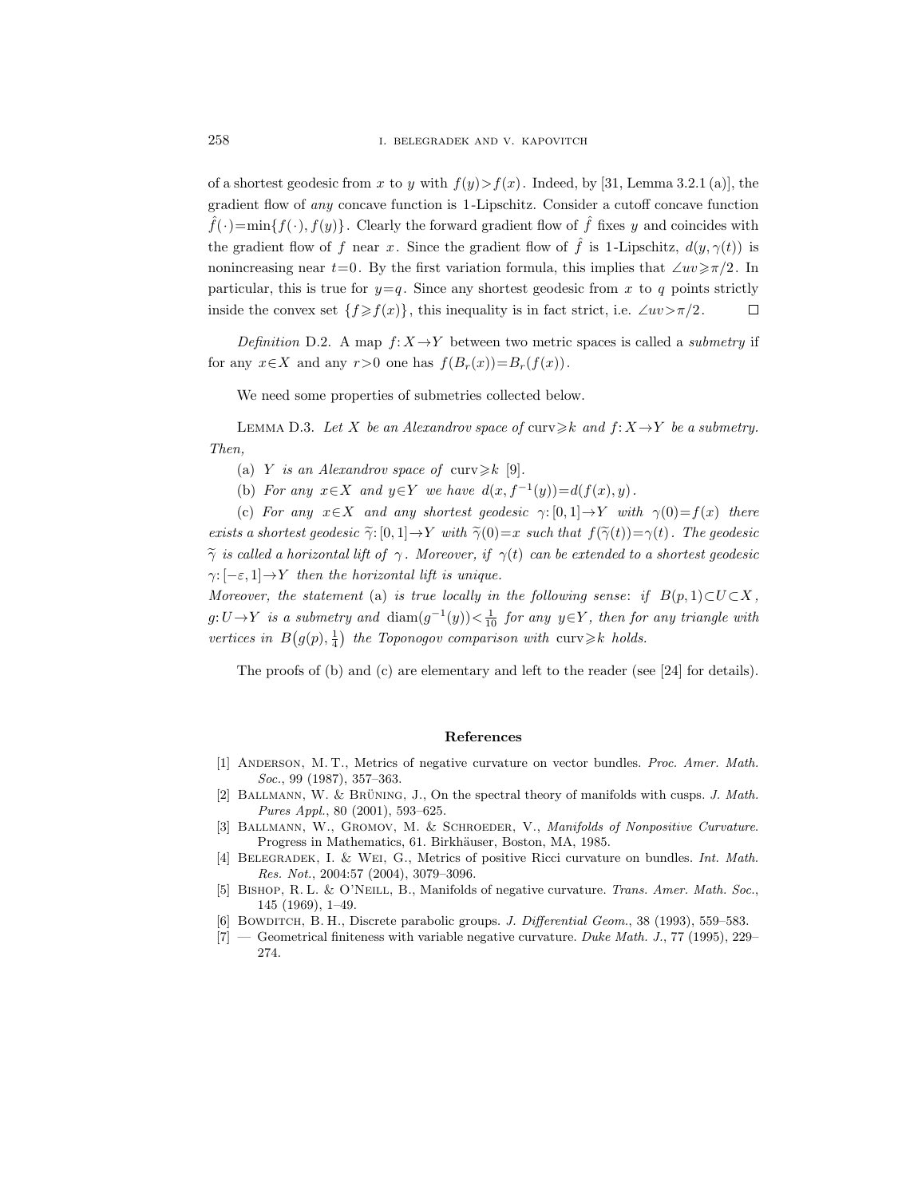of a shortest geodesic from $x$ to $y$ with $f(y)>f(x)$. Indeed, by [31, Lemma 3.2.1 (a)], the gradient flow of *any* concave function is 1-Lipschitz. Consider a cutoff concave function $\hat{f}(\cdot)=\min\{f(\cdot), f(y)\}$. Clearly the forward gradient flow of $\hat{f}$ fixes $y$ and coincides with the gradient flow of $f$ near $x$. Since the gradient flow of $\hat{f}$ is 1-Lipschitz, $d(y, \gamma(t))$ is nonincreasing near $t=0$. By the first variation formula, this implies that $\angle uv \geqslant \pi/2$. In particular, this is true for $y=q$. Since any shortest geodesic from $x$ to $q$ points strictly inside the convex set $\{f \geqslant f(x)\}$, this inequality is in fact strict, i.e. $\angle uv > \pi/2$. □

*Definition* D.2. A map $f: X \to Y$ between two metric spaces is called a *submetry* if for any $x \in X$ and any $r>0$ one has $f(B_r(x))=B_r(f(x))$.

We need some properties of submetries collected below.

LEMMA D.3. *Let $X$ be an Alexandrov space of* curv$\geqslant k$ *and $f: X \to Y$ be a submetry. Then,*

(a) *$Y$ is an Alexandrov space of* curv$\geqslant k$ [9].

(b) *For any $x \in X$ and $y \in Y$ we have $d(x, f^{-1}(y))=d(f(x), y)$.*

(c) *For any $x \in X$ and any shortest geodesic $\gamma: [0,1] \to Y$ with $\gamma(0)=f(x)$ there exists a shortest geodesic $\tilde{\gamma}: [0,1] \to Y$ with $\tilde{\gamma}(0)=x$ such that $f(\tilde{\gamma}(t))=\gamma(t)$. The geodesic $\tilde{\gamma}$ is called a horizontal lift of $\gamma$. Moreover, if $\gamma(t)$ can be extended to a shortest geodesic $\gamma: [-\varepsilon, 1] \to Y$ then the horizontal lift is unique.*

*Moreover, the statement* (a) *is true locally in the following sense*: *if $B(p,1) \subset U \subset X$, $g: U \to Y$ is a submetry and $\operatorname{diam}(g^{-1}(y))<\frac{1}{10}$ for any $y \in Y$, then for any triangle with vertices in $B\big(g(p), \frac{1}{4}\big)$ the Toponogov comparison with* curv$\geqslant k$ *holds.*

The proofs of (b) and (c) are elementary and left to the reader (see [24] for details).

## References

[1] Anderson, M. T., Metrics of negative curvature on vector bundles. *Proc. Amer. Math. Soc.*, 99 (1987), 357–363.

[2] Ballmann, W. & Brüning, J., On the spectral theory of manifolds with cusps. *J. Math. Pures Appl.*, 80 (2001), 593–625.

[3] Ballmann, W., Gromov, M. & Schroeder, V., *Manifolds of Nonpositive Curvature*. Progress in Mathematics, 61. Birkhäuser, Boston, MA, 1985.

[4] Belegradek, I. & Wei, G., Metrics of positive Ricci curvature on bundles. *Int. Math. Res. Not.*, 2004:57 (2004), 3079–3096.

[5] Bishop, R. L. & O'Neill, B., Manifolds of negative curvature. *Trans. Amer. Math. Soc.*, 145 (1969), 1–49.

[6] Bowditch, B. H., Discrete parabolic groups. *J. Differential Geom.*, 38 (1993), 559–583.

[7] — Geometrical finiteness with variable negative curvature. *Duke Math. J.*, 77 (1995), 229–274.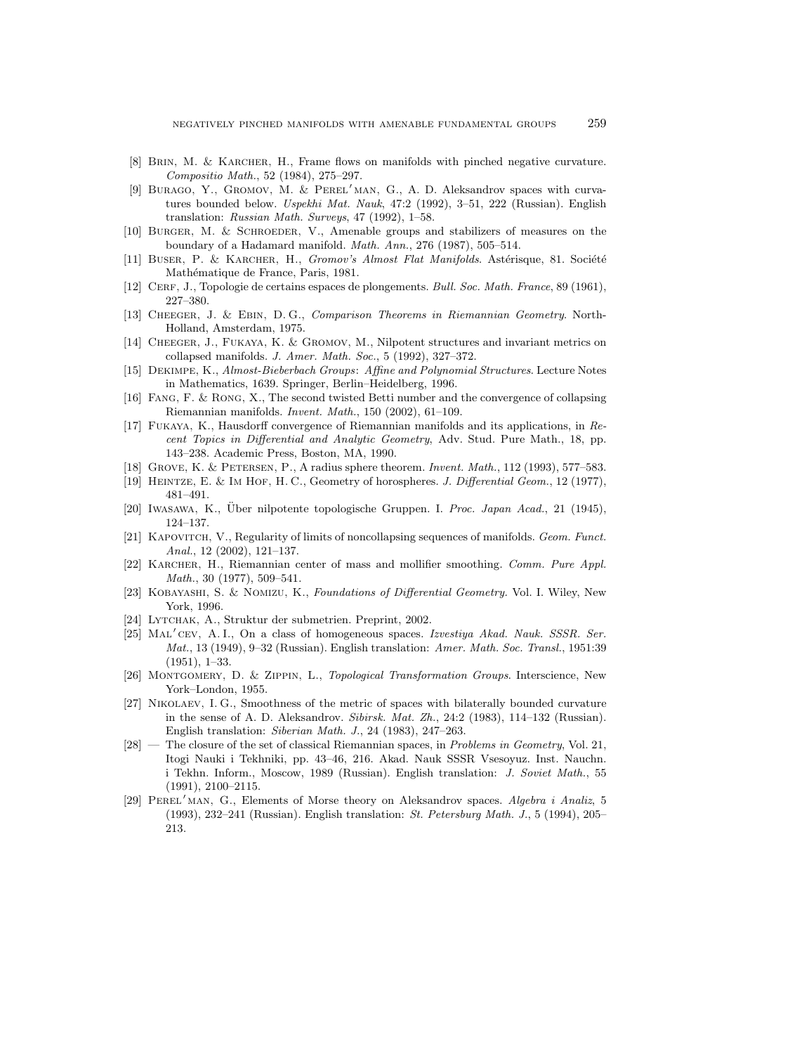[8] Brin, M. & Karcher, H., Frame flows on manifolds with pinched negative curvature. *Compositio Math.*, 52 (1984), 275–297.

[9] Burago, Y., Gromov, M. & Perel′man, G., A. D. Aleksandrov spaces with curvatures bounded below. *Uspekhi Mat. Nauk*, 47:2 (1992), 3–51, 222 (Russian). English translation: *Russian Math. Surveys*, 47 (1992), 1–58.

[10] Burger, M. & Schroeder, V., Amenable groups and stabilizers of measures on the boundary of a Hadamard manifold. *Math. Ann.*, 276 (1987), 505–514.

[11] Buser, P. & Karcher, H., *Gromov's Almost Flat Manifolds*. Astérisque, 81. Société Mathématique de France, Paris, 1981.

[12] Cerf, J., Topologie de certains espaces de plongements. *Bull. Soc. Math. France*, 89 (1961), 227–380.

[13] Cheeger, J. & Ebin, D. G., *Comparison Theorems in Riemannian Geometry*. North-Holland, Amsterdam, 1975.

[14] Cheeger, J., Fukaya, K. & Gromov, M., Nilpotent structures and invariant metrics on collapsed manifolds. *J. Amer. Math. Soc.*, 5 (1992), 327–372.

[15] Dekimpe, K., *Almost-Bieberbach Groups: Affine and Polynomial Structures*. Lecture Notes in Mathematics, 1639. Springer, Berlin–Heidelberg, 1996.

[16] Fang, F. & Rong, X., The second twisted Betti number and the convergence of collapsing Riemannian manifolds. *Invent. Math.*, 150 (2002), 61–109.

[17] Fukaya, K., Hausdorff convergence of Riemannian manifolds and its applications, in *Recent Topics in Differential and Analytic Geometry*, Adv. Stud. Pure Math., 18, pp. 143–238. Academic Press, Boston, MA, 1990.

[18] Grove, K. & Petersen, P., A radius sphere theorem. *Invent. Math.*, 112 (1993), 577–583.

[19] Heintze, E. & Im Hof, H. C., Geometry of horospheres. *J. Differential Geom.*, 12 (1977), 481–491.

[20] Iwasawa, K., Über nilpotente topologische Gruppen. I. *Proc. Japan Acad.*, 21 (1945), 124–137.

[21] Kapovitch, V., Regularity of limits of noncollapsing sequences of manifolds. *Geom. Funct. Anal.*, 12 (2002), 121–137.

[22] Karcher, H., Riemannian center of mass and mollifier smoothing. *Comm. Pure Appl. Math.*, 30 (1977), 509–541.

[23] Kobayashi, S. & Nomizu, K., *Foundations of Differential Geometry*. Vol. I. Wiley, New York, 1996.

[24] Lytchak, A., Struktur der submetrien. Preprint, 2002.

[25] Mal′cev, A. I., On a class of homogeneous spaces. *Izvestiya Akad. Nauk. SSSR. Ser. Mat.*, 13 (1949), 9–32 (Russian). English translation: *Amer. Math. Soc. Transl.*, 1951:39 (1951), 1–33.

[26] Montgomery, D. & Zippin, L., *Topological Transformation Groups*. Interscience, New York–London, 1955.

[27] Nikolaev, I. G., Smoothness of the metric of spaces with bilaterally bounded curvature in the sense of A. D. Aleksandrov. *Sibirsk. Mat. Zh.*, 24:2 (1983), 114–132 (Russian). English translation: *Siberian Math. J.*, 24 (1983), 247–263.

[28] — The closure of the set of classical Riemannian spaces, in *Problems in Geometry*, Vol. 21, Itogi Nauki i Tekhniki, pp. 43–46, 216. Akad. Nauk SSSR Vsesoyuz. Inst. Nauchn. i Tekhn. Inform., Moscow, 1989 (Russian). English translation: *J. Soviet Math.*, 55 (1991), 2100–2115.

[29] Perel′man, G., Elements of Morse theory on Aleksandrov spaces. *Algebra i Analiz*, 5 (1993), 232–241 (Russian). English translation: *St. Petersburg Math. J.*, 5 (1994), 205–213.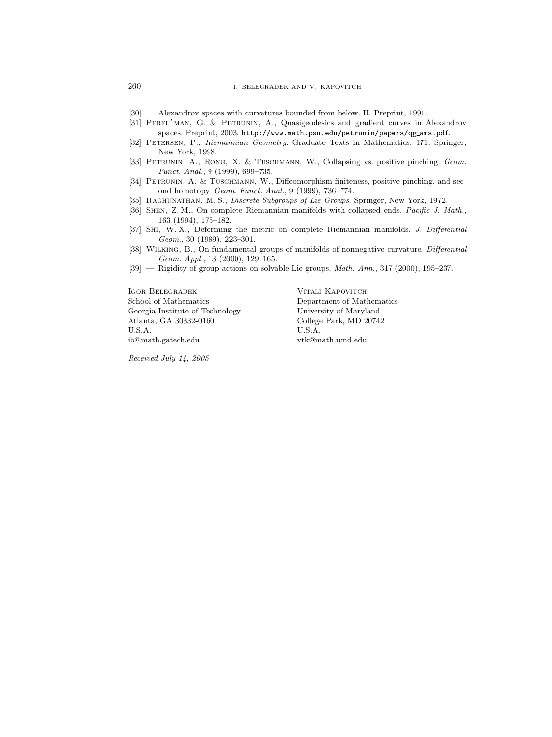[30] — Alexandrov spaces with curvatures bounded from below. II. Preprint, 1991.

[31] Perel′man, G. & Petrunin, A., Quasigeodesics and gradient curves in Alexandrov spaces. Preprint, 2003. http://www.math.psu.edu/petrunin/papers/qg_ams.pdf.

[32] Petersen, P., *Riemannian Geometry*. Graduate Texts in Mathematics, 171. Springer, New York, 1998.

[33] Petrunin, A., Rong, X. & Tuschmann, W., Collapsing vs. positive pinching. *Geom. Funct. Anal.*, 9 (1999), 699–735.

[34] Petrunin, A. & Tuschmann, W., Diffeomorphism finiteness, positive pinching, and second homotopy. *Geom. Funct. Anal.*, 9 (1999), 736–774.

[35] Raghunathan, M. S., *Discrete Subgroups of Lie Groups*. Springer, New York, 1972.

[36] Shen, Z. M., On complete Riemannian manifolds with collapsed ends. *Pacific J. Math.*, 163 (1994), 175–182.

[37] Shi, W. X., Deforming the metric on complete Riemannian manifolds. *J. Differential Geom.*, 30 (1989), 223–301.

[38] Wilking, B., On fundamental groups of manifolds of nonnegative curvature. *Differential Geom. Appl.*, 13 (2000), 129–165.

[39] — Rigidity of group actions on solvable Lie groups. *Math. Ann.*, 317 (2000), 195–237.

Igor Belegradek
School of Mathematics
Georgia Institute of Technology
Atlanta, GA 30332-0160
U.S.A.
ib@math.gatech.edu

Vitali Kapovitch
Department of Mathematics
University of Maryland
College Park, MD 20742
U.S.A.
vtk@math.umd.edu

*Received July 14, 2005*